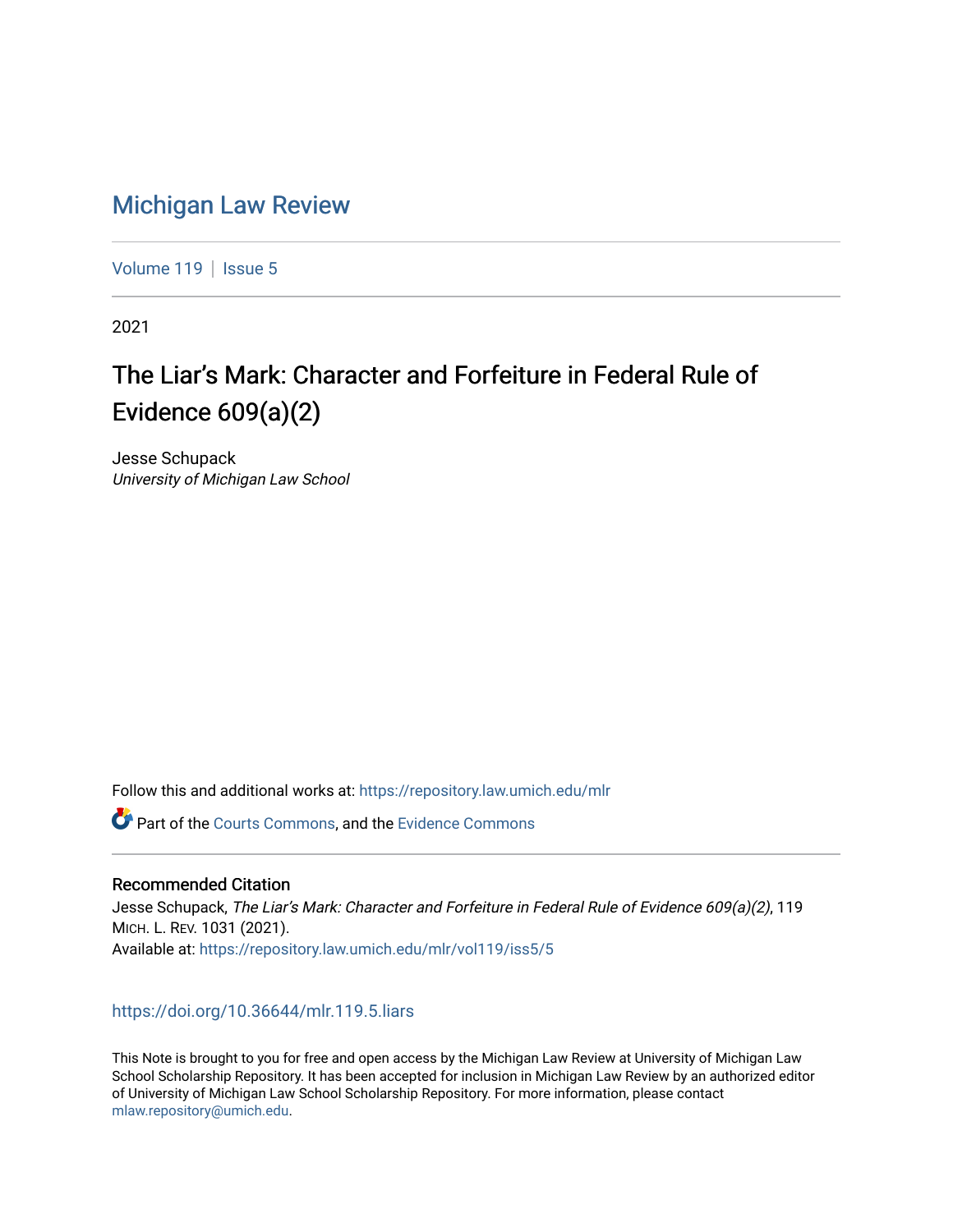# Michigan Law Review

Volume 119 | Issue 5

2021

## The Liar's Mark: Character and Forfeiture in Federal Rule of Evidence 609(a)(2)

Jesse Schupack
*University of Michigan Law School*

Follow this and additional works at: https://repository.law.umich.edu/mlr

Part of the Courts Commons, and the Evidence Commons

### Recommended Citation

Jesse Schupack, *The Liar's Mark: Character and Forfeiture in Federal Rule of Evidence 609(a)(2)*, 119 MICH. L. REV. 1031 (2021).
Available at: https://repository.law.umich.edu/mlr/vol119/iss5/5

https://doi.org/10.36644/mlr.119.5.liars

This Note is brought to you for free and open access by the Michigan Law Review at University of Michigan Law School Scholarship Repository. It has been accepted for inclusion in Michigan Law Review by an authorized editor of University of Michigan Law School Scholarship Repository. For more information, please contact mlaw.repository@umich.edu.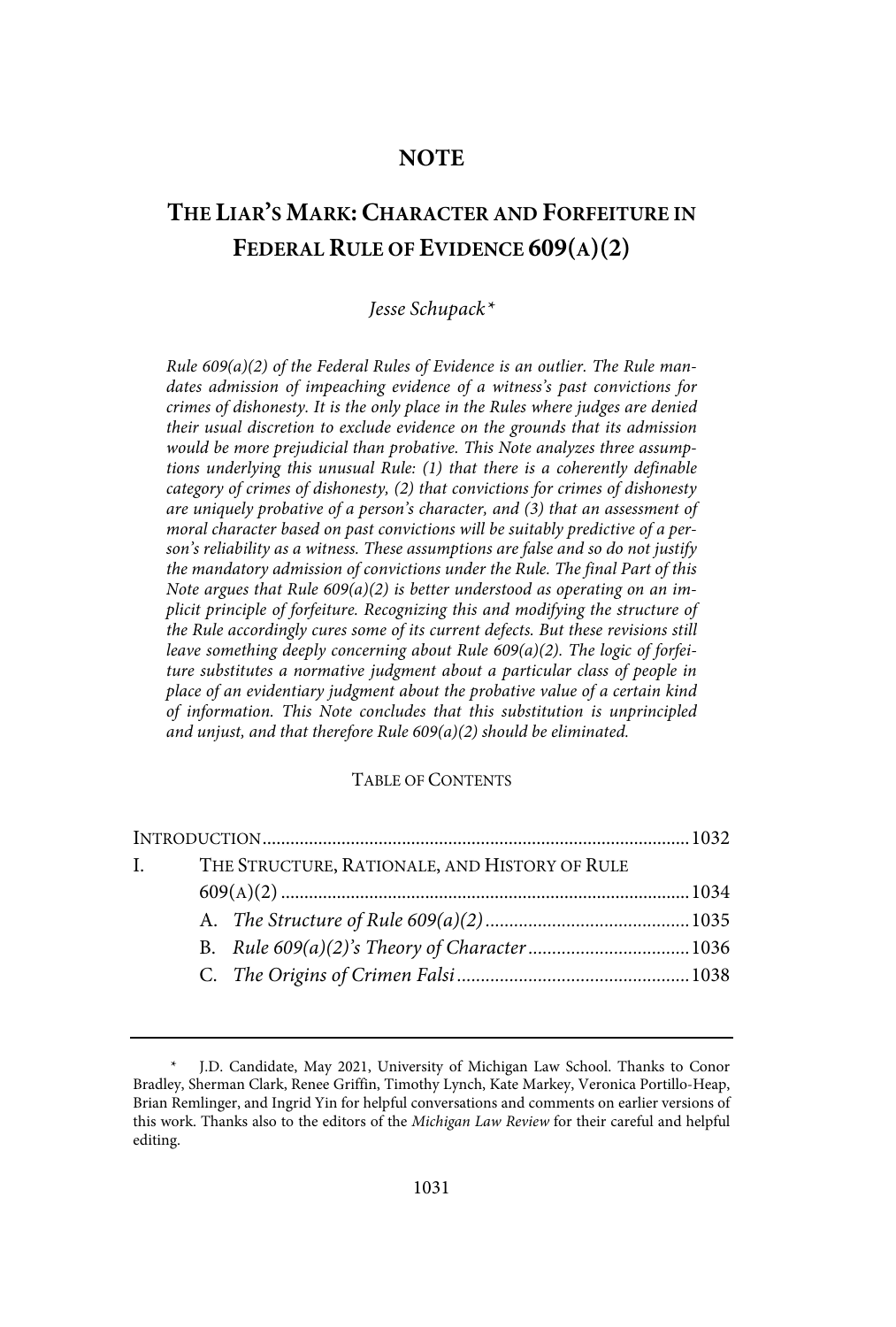# NOTE

# THE LIAR'S MARK: CHARACTER AND FORFEITURE IN FEDERAL RULE OF EVIDENCE 609(A)(2)

*Jesse Schupack\**

*Rule 609(a)(2) of the Federal Rules of Evidence is an outlier. The Rule mandates admission of impeaching evidence of a witness's past convictions for crimes of dishonesty. It is the only place in the Rules where judges are denied their usual discretion to exclude evidence on the grounds that its admission would be more prejudicial than probative. This Note analyzes three assumptions underlying this unusual Rule: (1) that there is a coherently definable category of crimes of dishonesty, (2) that convictions for crimes of dishonesty are uniquely probative of a person's character, and (3) that an assessment of moral character based on past convictions will be suitably predictive of a person's reliability as a witness. These assumptions are false and so do not justify the mandatory admission of convictions under the Rule. The final Part of this Note argues that Rule 609(a)(2) is better understood as operating on an implicit principle of forfeiture. Recognizing this and modifying the structure of the Rule accordingly cures some of its current defects. But these revisions still leave something deeply concerning about Rule 609(a)(2). The logic of forfeiture substitutes a normative judgment about a particular class of people in place of an evidentiary judgment about the probative value of a certain kind of information. This Note concludes that this substitution is unprincipled and unjust, and that therefore Rule 609(a)(2) should be eliminated.*

TABLE OF CONTENTS

INTRODUCTION .......... 1032

I. THE STRUCTURE, RATIONALE, AND HISTORY OF RULE 609(A)(2) .......... 1034

- A. *The Structure of Rule 609(a)(2)* .......... 1035
- B. *Rule 609(a)(2)'s Theory of Character* .......... 1036
- C. *The Origins of Crimen Falsi* .......... 1038

---

\* J.D. Candidate, May 2021, University of Michigan Law School. Thanks to Conor Bradley, Sherman Clark, Renee Griffin, Timothy Lynch, Kate Markey, Veronica Portillo-Heap, Brian Remlinger, and Ingrid Yin for helpful conversations and comments on earlier versions of this work. Thanks also to the editors of the *Michigan Law Review* for their careful and helpful editing.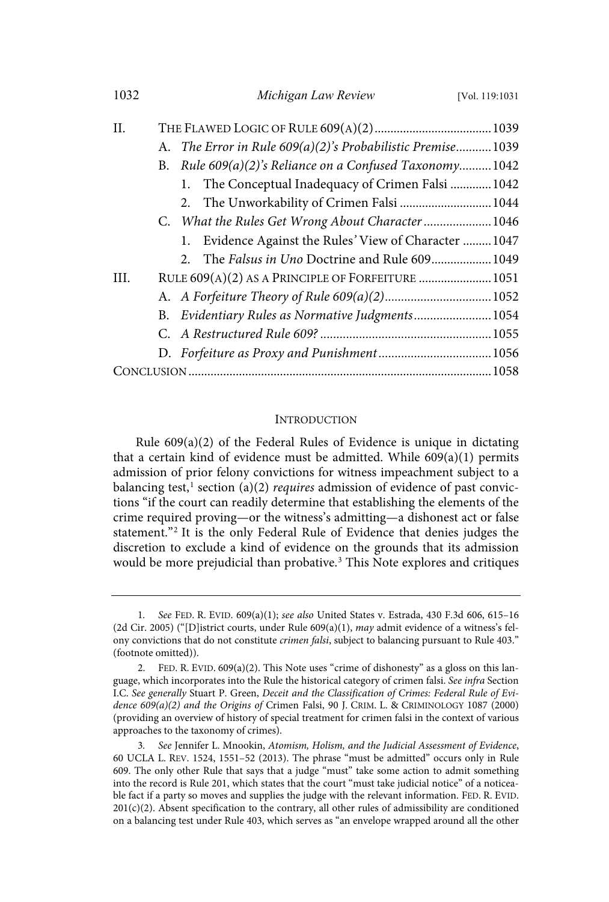II. THE FLAWED LOGIC OF RULE 609(A)(2) ..................................... 1039

A. *The Error in Rule 609(a)(2)'s Probabilistic Premise* ........... 1039

B. *Rule 609(a)(2)'s Reliance on a Confused Taxonomy* .......... 1042

1. The Conceptual Inadequacy of Crimen Falsi ............. 1042

2. The Unworkability of Crimen Falsi ............................. 1044

C. *What the Rules Get Wrong About Character* ..................... 1046

1. Evidence Against the Rules' View of Character ......... 1047

2. The *Falsus in Uno* Doctrine and Rule 609 ................... 1049

III. RULE 609(A)(2) AS A PRINCIPLE OF FORFEITURE ....................... 1051

A. *A Forfeiture Theory of Rule 609(a)(2)* ................................. 1052

B. *Evidentiary Rules as Normative Judgments* ........................ 1054

C. *A Restructured Rule 609?* ..................................................... 1055

D. *Forfeiture as Proxy and Punishment* ................................... 1056

CONCLUSION ............................................................................................ 1058

## INTRODUCTION

Rule 609(a)(2) of the Federal Rules of Evidence is unique in dictating that a certain kind of evidence must be admitted. While 609(a)(1) permits admission of prior felony convictions for witness impeachment subject to a balancing test,[1] section (a)(2) *requires* admission of evidence of past convictions "if the court can readily determine that establishing the elements of the crime required proving—or the witness's admitting—a dishonest act or false statement."[2] It is the only Federal Rule of Evidence that denies judges the discretion to exclude a kind of evidence on the grounds that its admission would be more prejudicial than probative.[3] This Note explores and critiques

---

1. *See* FED. R. EVID. 609(a)(1); *see also* United States v. Estrada, 430 F.3d 606, 615–16 (2d Cir. 2005) ("[D]istrict courts, under Rule 609(a)(1), *may* admit evidence of a witness's felony convictions that do not constitute *crimen falsi*, subject to balancing pursuant to Rule 403." (footnote omitted)).

2. FED. R. EVID. 609(a)(2). This Note uses "crime of dishonesty" as a gloss on this language, which incorporates into the Rule the historical category of crimen falsi. *See infra* Section I.C. *See generally* Stuart P. Green, *Deceit and the Classification of Crimes: Federal Rule of Evidence 609(a)(2) and the Origins of* Crimen Falsi, 90 J. CRIM. L. & CRIMINOLOGY 1087 (2000) (providing an overview of history of special treatment for crimen falsi in the context of various approaches to the taxonomy of crimes).

3. *See* Jennifer L. Mnookin, *Atomism, Holism, and the Judicial Assessment of Evidence*, 60 UCLA L. REV. 1524, 1551–52 (2013). The phrase "must be admitted" occurs only in Rule 609. The only other Rule that says that a judge "must" take some action to admit something into the record is Rule 201, which states that the court "must take judicial notice" of a noticeable fact if a party so moves and supplies the judge with the relevant information. FED. R. EVID. 201(c)(2). Absent specification to the contrary, all other rules of admissibility are conditioned on a balancing test under Rule 403, which serves as "an envelope wrapped around all the other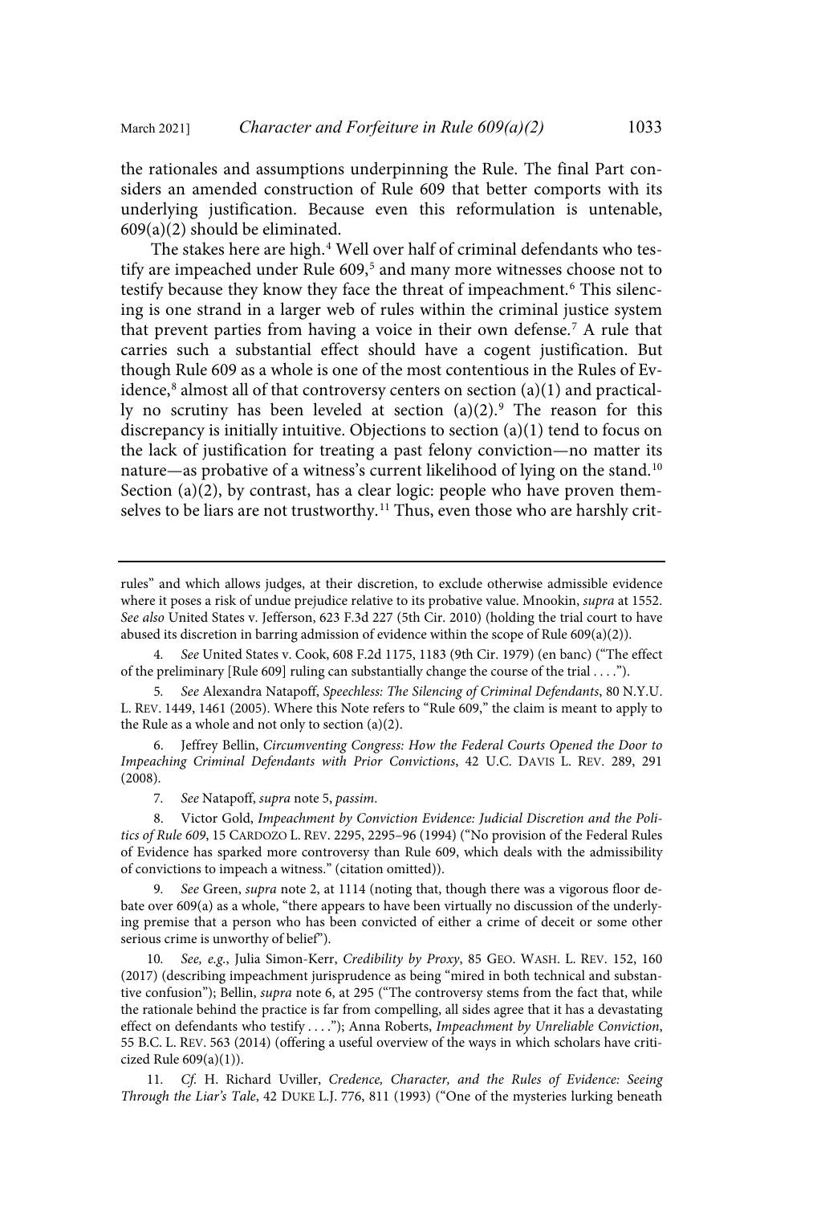the rationales and assumptions underpinning the Rule. The final Part considers an amended construction of Rule 609 that better comports with its underlying justification. Because even this reformulation is untenable, 609(a)(2) should be eliminated.

The stakes here are high.[4] Well over half of criminal defendants who testify are impeached under Rule 609,[5] and many more witnesses choose not to testify because they know they face the threat of impeachment.[6] This silencing is one strand in a larger web of rules within the criminal justice system that prevent parties from having a voice in their own defense.[7] A rule that carries such a substantial effect should have a cogent justification. But though Rule 609 as a whole is one of the most contentious in the Rules of Evidence,[8] almost all of that controversy centers on section (a)(1) and practically no scrutiny has been leveled at section (a)(2).[9] The reason for this discrepancy is initially intuitive. Objections to section (a)(1) tend to focus on the lack of justification for treating a past felony conviction—no matter its nature—as probative of a witness's current likelihood of lying on the stand.[10] Section (a)(2), by contrast, has a clear logic: people who have proven themselves to be liars are not trustworthy.[11] Thus, even those who are harshly crit-

---

rules" and which allows judges, at their discretion, to exclude otherwise admissible evidence where it poses a risk of undue prejudice relative to its probative value. Mnookin, *supra* at 1552. *See also* United States v. Jefferson, 623 F.3d 227 (5th Cir. 2010) (holding the trial court to have abused its discretion in barring admission of evidence within the scope of Rule 609(a)(2)).

4. *See* United States v. Cook, 608 F.2d 1175, 1183 (9th Cir. 1979) (en banc) ("The effect of the preliminary [Rule 609] ruling can substantially change the course of the trial . . . .").

5. *See* Alexandra Natapoff, *Speechless: The Silencing of Criminal Defendants*, 80 N.Y.U. L. REV. 1449, 1461 (2005). Where this Note refers to "Rule 609," the claim is meant to apply to the Rule as a whole and not only to section (a)(2).

6. Jeffrey Bellin, *Circumventing Congress: How the Federal Courts Opened the Door to Impeaching Criminal Defendants with Prior Convictions*, 42 U.C. DAVIS L. REV. 289, 291 (2008).

7. *See* Natapoff, *supra* note 5, *passim*.

8. Victor Gold, *Impeachment by Conviction Evidence: Judicial Discretion and the Politics of Rule 609*, 15 CARDOZO L. REV. 2295, 2295–96 (1994) ("No provision of the Federal Rules of Evidence has sparked more controversy than Rule 609, which deals with the admissibility of convictions to impeach a witness." (citation omitted)).

9. *See* Green, *supra* note 2, at 1114 (noting that, though there was a vigorous floor debate over 609(a) as a whole, "there appears to have been virtually no discussion of the underlying premise that a person who has been convicted of either a crime of deceit or some other serious crime is unworthy of belief").

10. *See, e.g.*, Julia Simon-Kerr, *Credibility by Proxy*, 85 GEO. WASH. L. REV. 152, 160 (2017) (describing impeachment jurisprudence as being "mired in both technical and substantive confusion"); Bellin, *supra* note 6, at 295 ("The controversy stems from the fact that, while the rationale behind the practice is far from compelling, all sides agree that it has a devastating effect on defendants who testify . . . ."); Anna Roberts, *Impeachment by Unreliable Conviction*, 55 B.C. L. REV. 563 (2014) (offering a useful overview of the ways in which scholars have criticized Rule 609(a)(1)).

11. *Cf.* H. Richard Uviller, *Credence, Character, and the Rules of Evidence: Seeing Through the Liar's Tale*, 42 DUKE L.J. 776, 811 (1993) ("One of the mysteries lurking beneath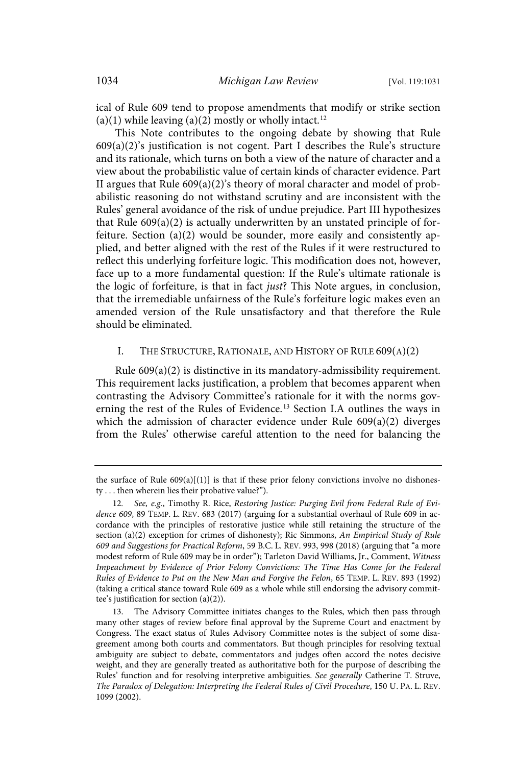ical of Rule 609 tend to propose amendments that modify or strike section (a)(1) while leaving (a)(2) mostly or wholly intact.[12]

This Note contributes to the ongoing debate by showing that Rule 609(a)(2)'s justification is not cogent. Part I describes the Rule's structure and its rationale, which turns on both a view of the nature of character and a view about the probabilistic value of certain kinds of character evidence. Part II argues that Rule 609(a)(2)'s theory of moral character and model of probabilistic reasoning do not withstand scrutiny and are inconsistent with the Rules' general avoidance of the risk of undue prejudice. Part III hypothesizes that Rule 609(a)(2) is actually underwritten by an unstated principle of forfeiture. Section (a)(2) would be sounder, more easily and consistently applied, and better aligned with the rest of the Rules if it were restructured to reflect this underlying forfeiture logic. This modification does not, however, face up to a more fundamental question: If the Rule's ultimate rationale is the logic of forfeiture, is that in fact *just*? This Note argues, in conclusion, that the irremediable unfairness of the Rule's forfeiture logic makes even an amended version of the Rule unsatisfactory and that therefore the Rule should be eliminated.

## I. The Structure, Rationale, and History of Rule 609(a)(2)

Rule 609(a)(2) is distinctive in its mandatory-admissibility requirement. This requirement lacks justification, a problem that becomes apparent when contrasting the Advisory Committee's rationale for it with the norms governing the rest of the Rules of Evidence.[13] Section I.A outlines the ways in which the admission of character evidence under Rule 609(a)(2) diverges from the Rules' otherwise careful attention to the need for balancing the

---

the surface of Rule 609(a)[(1)] is that if these prior felony convictions involve no dishonesty . . . then wherein lies their probative value?").

12. *See, e.g.*, Timothy R. Rice, *Restoring Justice: Purging Evil from Federal Rule of Evidence 609*, 89 Temp. L. Rev. 683 (2017) (arguing for a substantial overhaul of Rule 609 in accordance with the principles of restorative justice while still retaining the structure of the section (a)(2) exception for crimes of dishonesty); Ric Simmons, *An Empirical Study of Rule 609 and Suggestions for Practical Reform*, 59 B.C. L. Rev. 993, 998 (2018) (arguing that "a more modest reform of Rule 609 may be in order"); Tarleton David Williams, Jr., Comment, *Witness Impeachment by Evidence of Prior Felony Convictions: The Time Has Come for the Federal Rules of Evidence to Put on the New Man and Forgive the Felon*, 65 Temp. L. Rev. 893 (1992) (taking a critical stance toward Rule 609 as a whole while still endorsing the advisory committee's justification for section (a)(2)).

13. The Advisory Committee initiates changes to the Rules, which then pass through many other stages of review before final approval by the Supreme Court and enactment by Congress. The exact status of Rules Advisory Committee notes is the subject of some disagreement among both courts and commentators. But though principles for resolving textual ambiguity are subject to debate, commentators and judges often accord the notes decisive weight, and they are generally treated as authoritative both for the purpose of describing the Rules' function and for resolving interpretive ambiguities. *See generally* Catherine T. Struve, *The Paradox of Delegation: Interpreting the Federal Rules of Civil Procedure*, 150 U. Pa. L. Rev. 1099 (2002).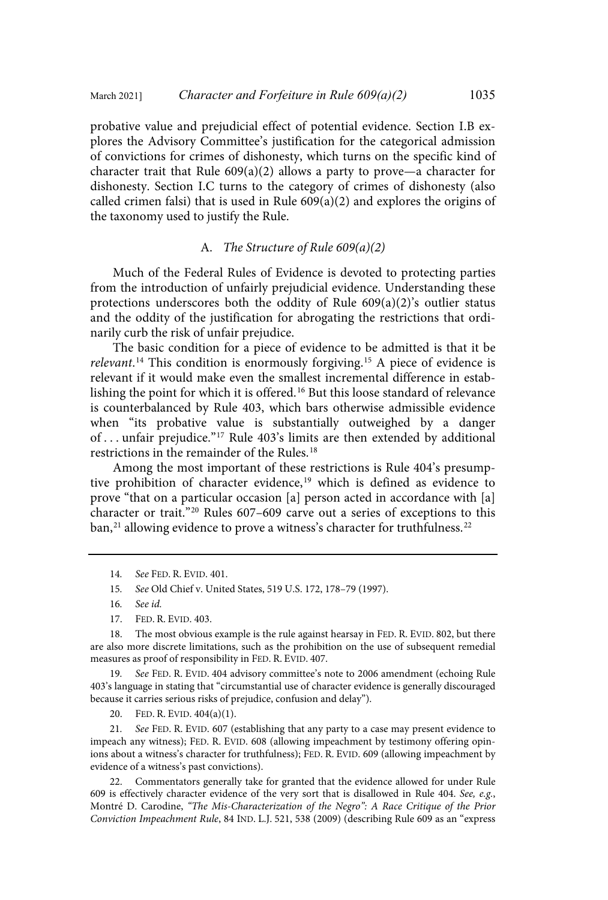probative value and prejudicial effect of potential evidence. Section I.B explores the Advisory Committee's justification for the categorical admission of convictions for crimes of dishonesty, which turns on the specific kind of character trait that Rule 609(a)(2) allows a party to prove—a character for dishonesty. Section I.C turns to the category of crimes of dishonesty (also called crimen falsi) that is used in Rule 609(a)(2) and explores the origins of the taxonomy used to justify the Rule.

## A. *The Structure of Rule 609(a)(2)*

Much of the Federal Rules of Evidence is devoted to protecting parties from the introduction of unfairly prejudicial evidence. Understanding these protections underscores both the oddity of Rule 609(a)(2)'s outlier status and the oddity of the justification for abrogating the restrictions that ordinarily curb the risk of unfair prejudice.

The basic condition for a piece of evidence to be admitted is that it be *relevant*.[14] This condition is enormously forgiving.[15] A piece of evidence is relevant if it would make even the smallest incremental difference in establishing the point for which it is offered.[16] But this loose standard of relevance is counterbalanced by Rule 403, which bars otherwise admissible evidence when "its probative value is substantially outweighed by a danger of . . . unfair prejudice."[17] Rule 403's limits are then extended by additional restrictions in the remainder of the Rules.[18]

Among the most important of these restrictions is Rule 404's presumptive prohibition of character evidence,[19] which is defined as evidence to prove "that on a particular occasion [a] person acted in accordance with [a] character or trait."[20] Rules 607–609 carve out a series of exceptions to this ban,[21] allowing evidence to prove a witness's character for truthfulness.[22]

---

14. *See* FED. R. EVID. 401.

15. *See* Old Chief v. United States, 519 U.S. 172, 178–79 (1997).

16. *See id.*

17. FED. R. EVID. 403.

18. The most obvious example is the rule against hearsay in FED. R. EVID. 802, but there are also more discrete limitations, such as the prohibition on the use of subsequent remedial measures as proof of responsibility in FED. R. EVID. 407.

19. *See* FED. R. EVID. 404 advisory committee's note to 2006 amendment (echoing Rule 403's language in stating that "circumstantial use of character evidence is generally discouraged because it carries serious risks of prejudice, confusion and delay").

20. FED. R. EVID. 404(a)(1).

21. *See* FED. R. EVID. 607 (establishing that any party to a case may present evidence to impeach any witness); FED. R. EVID. 608 (allowing impeachment by testimony offering opinions about a witness's character for truthfulness); FED. R. EVID. 609 (allowing impeachment by evidence of a witness's past convictions).

22. Commentators generally take for granted that the evidence allowed for under Rule 609 is effectively character evidence of the very sort that is disallowed in Rule 404. *See, e.g.*, Montré D. Carodine, *"The Mis-Characterization of the Negro": A Race Critique of the Prior Conviction Impeachment Rule*, 84 IND. L.J. 521, 538 (2009) (describing Rule 609 as an "express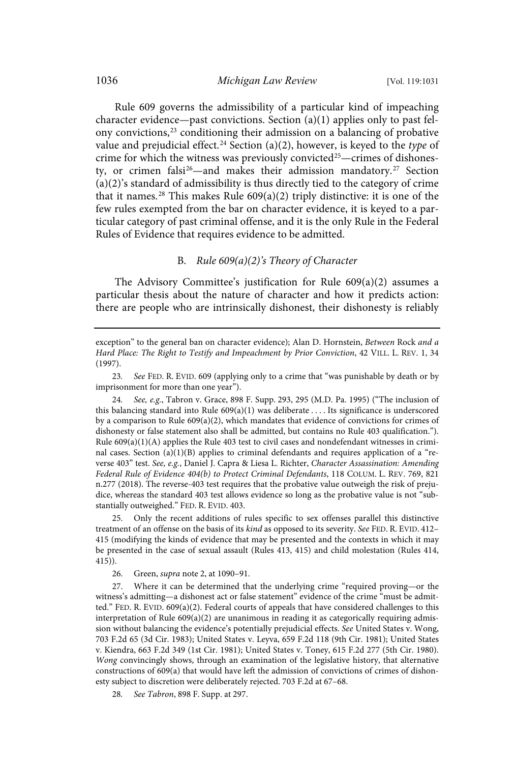Rule 609 governs the admissibility of a particular kind of impeaching character evidence—past convictions. Section (a)(1) applies only to past felony convictions,[23] conditioning their admission on a balancing of probative value and prejudicial effect.[24] Section (a)(2), however, is keyed to the *type* of crime for which the witness was previously convicted[25]—crimes of dishonesty, or crimen falsi[26]—and makes their admission mandatory.[27] Section (a)(2)'s standard of admissibility is thus directly tied to the category of crime that it names.[28] This makes Rule 609(a)(2) triply distinctive: it is one of the few rules exempted from the bar on character evidence, it is keyed to a particular category of past criminal offense, and it is the only Rule in the Federal Rules of Evidence that requires evidence to be admitted.

### B. *Rule 609(a)(2)'s Theory of Character*

The Advisory Committee's justification for Rule 609(a)(2) assumes a particular thesis about the nature of character and how it predicts action: there are people who are intrinsically dishonest, their dishonesty is reliably

---

exception" to the general ban on character evidence); Alan D. Hornstein, *Between* Rock *and a Hard Place: The Right to Testify and Impeachment by Prior Conviction*, 42 VILL. L. REV. 1, 34 (1997).

23. *See* FED. R. EVID. 609 (applying only to a crime that "was punishable by death or by imprisonment for more than one year").

24. *See, e.g.*, Tabron v. Grace, 898 F. Supp. 293, 295 (M.D. Pa. 1995) ("The inclusion of this balancing standard into Rule 609(a)(1) was deliberate . . . . Its significance is underscored by a comparison to Rule 609(a)(2), which mandates that evidence of convictions for crimes of dishonesty or false statement also shall be admitted, but contains no Rule 403 qualification."). Rule 609(a)(1)(A) applies the Rule 403 test to civil cases and nondefendant witnesses in criminal cases. Section (a)(1)(B) applies to criminal defendants and requires application of a "reverse 403" test. *See, e.g.*, Daniel J. Capra & Liesa L. Richter, *Character Assassination: Amending Federal Rule of Evidence 404(b) to Protect Criminal Defendants*, 118 COLUM. L. REV. 769, 821 n.277 (2018). The reverse-403 test requires that the probative value outweigh the risk of prejudice, whereas the standard 403 test allows evidence so long as the probative value is not "substantially outweighed." FED. R. EVID. 403.

25. Only the recent additions of rules specific to sex offenses parallel this distinctive treatment of an offense on the basis of its *kind* as opposed to its severity. *See* FED. R. EVID. 412–415 (modifying the kinds of evidence that may be presented and the contexts in which it may be presented in the case of sexual assault (Rules 413, 415) and child molestation (Rules 414, 415)).

26. Green, *supra* note 2, at 1090–91.

27. Where it can be determined that the underlying crime "required proving—or the witness's admitting—a dishonest act or false statement" evidence of the crime "must be admitted." FED. R. EVID. 609(a)(2). Federal courts of appeals that have considered challenges to this interpretation of Rule 609(a)(2) are unanimous in reading it as categorically requiring admission without balancing the evidence's potentially prejudicial effects. *See* United States v. Wong, 703 F.2d 65 (3d Cir. 1983); United States v. Leyva, 659 F.2d 118 (9th Cir. 1981); United States v. Kiendra, 663 F.2d 349 (1st Cir. 1981); United States v. Toney, 615 F.2d 277 (5th Cir. 1980). *Wong* convincingly shows, through an examination of the legislative history, that alternative constructions of 609(a) that would have left the admission of convictions of crimes of dishonesty subject to discretion were deliberately rejected. 703 F.2d at 67–68.

28. *See Tabron*, 898 F. Supp. at 297.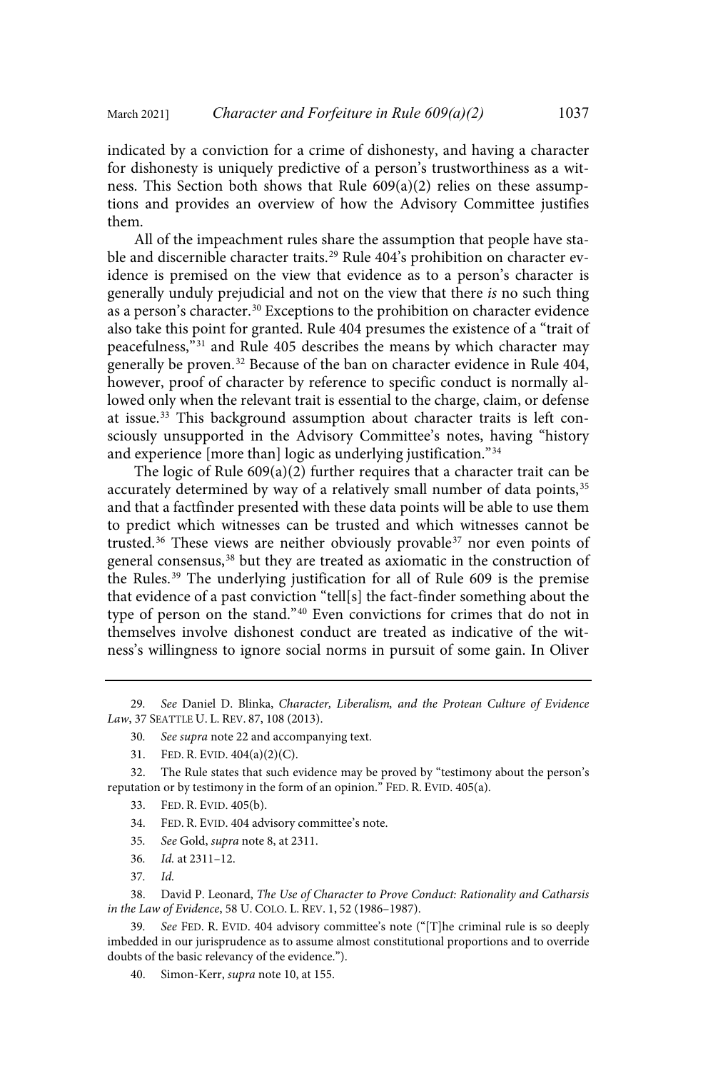indicated by a conviction for a crime of dishonesty, and having a character for dishonesty is uniquely predictive of a person's trustworthiness as a witness. This Section both shows that Rule 609(a)(2) relies on these assumptions and provides an overview of how the Advisory Committee justifies them.

All of the impeachment rules share the assumption that people have stable and discernible character traits.[29] Rule 404's prohibition on character evidence is premised on the view that evidence as to a person's character is generally unduly prejudicial and not on the view that there *is* no such thing as a person's character.[30] Exceptions to the prohibition on character evidence also take this point for granted. Rule 404 presumes the existence of a "trait of peacefulness,"[31] and Rule 405 describes the means by which character may generally be proven.[32] Because of the ban on character evidence in Rule 404, however, proof of character by reference to specific conduct is normally allowed only when the relevant trait is essential to the charge, claim, or defense at issue.[33] This background assumption about character traits is left consciously unsupported in the Advisory Committee's notes, having "history and experience [more than] logic as underlying justification."[34]

The logic of Rule 609(a)(2) further requires that a character trait can be accurately determined by way of a relatively small number of data points,[35] and that a factfinder presented with these data points will be able to use them to predict which witnesses can be trusted and which witnesses cannot be trusted.[36] These views are neither obviously provable[37] nor even points of general consensus,[38] but they are treated as axiomatic in the construction of the Rules.[39] The underlying justification for all of Rule 609 is the premise that evidence of a past conviction "tell[s] the fact-finder something about the type of person on the stand."[40] Even convictions for crimes that do not in themselves involve dishonest conduct are treated as indicative of the witness's willingness to ignore social norms in pursuit of some gain. In Oliver

---

29. *See* Daniel D. Blinka, *Character, Liberalism, and the Protean Culture of Evidence Law*, 37 SEATTLE U. L. REV. 87, 108 (2013).

30. *See supra* note 22 and accompanying text.

31. FED. R. EVID. 404(a)(2)(C).

32. The Rule states that such evidence may be proved by "testimony about the person's reputation or by testimony in the form of an opinion." FED. R. EVID. 405(a).

33. FED. R. EVID. 405(b).

34. FED. R. EVID. 404 advisory committee's note.

35. *See* Gold, *supra* note 8, at 2311.

36. *Id.* at 2311–12.

37. *Id.*

38. David P. Leonard, *The Use of Character to Prove Conduct: Rationality and Catharsis in the Law of Evidence*, 58 U. COLO. L. REV. 1, 52 (1986–1987).

39. *See* FED. R. EVID. 404 advisory committee's note ("[T]he criminal rule is so deeply imbedded in our jurisprudence as to assume almost constitutional proportions and to override doubts of the basic relevancy of the evidence.").

40. Simon-Kerr, *supra* note 10, at 155.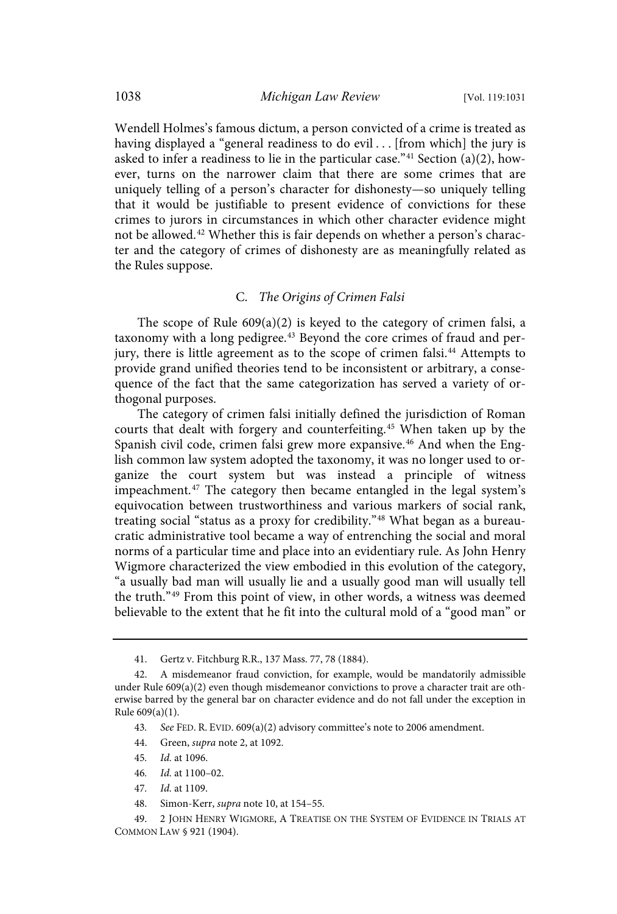Wendell Holmes's famous dictum, a person convicted of a crime is treated as having displayed a "general readiness to do evil . . . [from which] the jury is asked to infer a readiness to lie in the particular case."[41] Section (a)(2), however, turns on the narrower claim that there are some crimes that are uniquely telling of a person's character for dishonesty—so uniquely telling that it would be justifiable to present evidence of convictions for these crimes to jurors in circumstances in which other character evidence might not be allowed.[42] Whether this is fair depends on whether a person's character and the category of crimes of dishonesty are as meaningfully related as the Rules suppose.

### C. *The Origins of Crimen Falsi*

The scope of Rule 609(a)(2) is keyed to the category of crimen falsi, a taxonomy with a long pedigree.[43] Beyond the core crimes of fraud and perjury, there is little agreement as to the scope of crimen falsi.[44] Attempts to provide grand unified theories tend to be inconsistent or arbitrary, a consequence of the fact that the same categorization has served a variety of orthogonal purposes.

The category of crimen falsi initially defined the jurisdiction of Roman courts that dealt with forgery and counterfeiting.[45] When taken up by the Spanish civil code, crimen falsi grew more expansive.[46] And when the English common law system adopted the taxonomy, it was no longer used to organize the court system but was instead a principle of witness impeachment.[47] The category then became entangled in the legal system's equivocation between trustworthiness and various markers of social rank, treating social "status as a proxy for credibility."[48] What began as a bureaucratic administrative tool became a way of entrenching the social and moral norms of a particular time and place into an evidentiary rule. As John Henry Wigmore characterized the view embodied in this evolution of the category, "a usually bad man will usually lie and a usually good man will usually tell the truth."[49] From this point of view, in other words, a witness was deemed believable to the extent that he fit into the cultural mold of a "good man" or

---

41. Gertz v. Fitchburg R.R., 137 Mass. 77, 78 (1884).

42. A misdemeanor fraud conviction, for example, would be mandatorily admissible under Rule 609(a)(2) even though misdemeanor convictions to prove a character trait are otherwise barred by the general bar on character evidence and do not fall under the exception in Rule 609(a)(1).

43. *See* FED. R. EVID. 609(a)(2) advisory committee's note to 2006 amendment.

44. Green, *supra* note 2, at 1092.

45. *Id.* at 1096.

46. *Id.* at 1100–02.

47. *Id.* at 1109.

48. Simon-Kerr, *supra* note 10, at 154–55.

49. 2 JOHN HENRY WIGMORE, A TREATISE ON THE SYSTEM OF EVIDENCE IN TRIALS AT COMMON LAW § 921 (1904).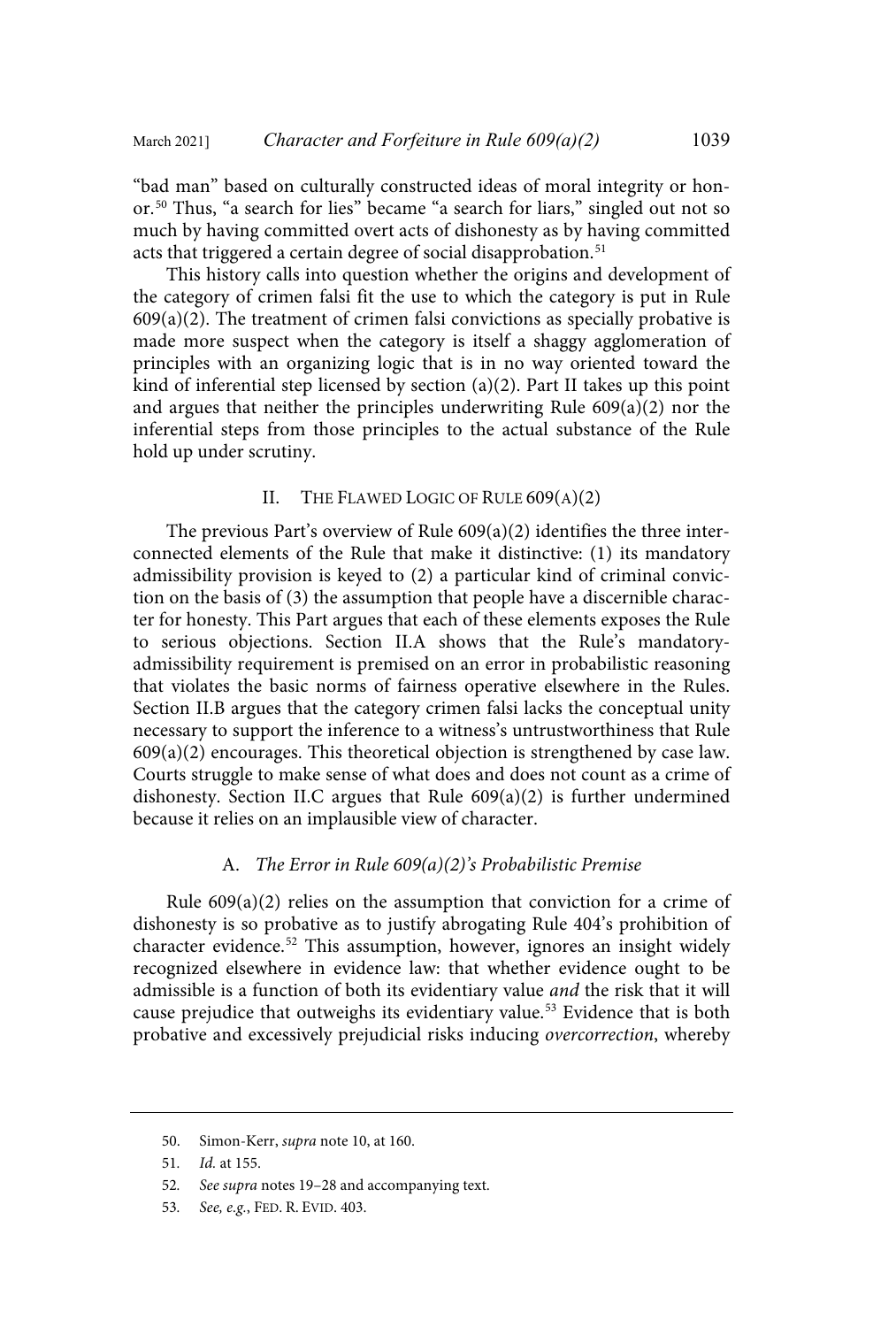"bad man" based on culturally constructed ideas of moral integrity or honor.[50] Thus, "a search for lies" became "a search for liars," singled out not so much by having committed overt acts of dishonesty as by having committed acts that triggered a certain degree of social disapprobation.[51]

This history calls into question whether the origins and development of the category of crimen falsi fit the use to which the category is put in Rule 609(a)(2). The treatment of crimen falsi convictions as specially probative is made more suspect when the category is itself a shaggy agglomeration of principles with an organizing logic that is in no way oriented toward the kind of inferential step licensed by section (a)(2). Part II takes up this point and argues that neither the principles underwriting Rule 609(a)(2) nor the inferential steps from those principles to the actual substance of the Rule hold up under scrutiny.

## II. The Flawed Logic of Rule 609(a)(2)

The previous Part's overview of Rule 609(a)(2) identifies the three interconnected elements of the Rule that make it distinctive: (1) its mandatory admissibility provision is keyed to (2) a particular kind of criminal conviction on the basis of (3) the assumption that people have a discernible character for honesty. This Part argues that each of these elements exposes the Rule to serious objections. Section II.A shows that the Rule's mandatory-admissibility requirement is premised on an error in probabilistic reasoning that violates the basic norms of fairness operative elsewhere in the Rules. Section II.B argues that the category crimen falsi lacks the conceptual unity necessary to support the inference to a witness's untrustworthiness that Rule 609(a)(2) encourages. This theoretical objection is strengthened by case law. Courts struggle to make sense of what does and does not count as a crime of dishonesty. Section II.C argues that Rule 609(a)(2) is further undermined because it relies on an implausible view of character.

### A. *The Error in Rule 609(a)(2)'s Probabilistic Premise*

Rule 609(a)(2) relies on the assumption that conviction for a crime of dishonesty is so probative as to justify abrogating Rule 404's prohibition of character evidence.[52] This assumption, however, ignores an insight widely recognized elsewhere in evidence law: that whether evidence ought to be admissible is a function of both its evidentiary value *and* the risk that it will cause prejudice that outweighs its evidentiary value.[53] Evidence that is both probative and excessively prejudicial risks inducing *overcorrection*, whereby

---

50. Simon-Kerr, *supra* note 10, at 160.

51. *Id.* at 155.

52. *See supra* notes 19–28 and accompanying text.

53. *See, e.g.*, FED. R. EVID. 403.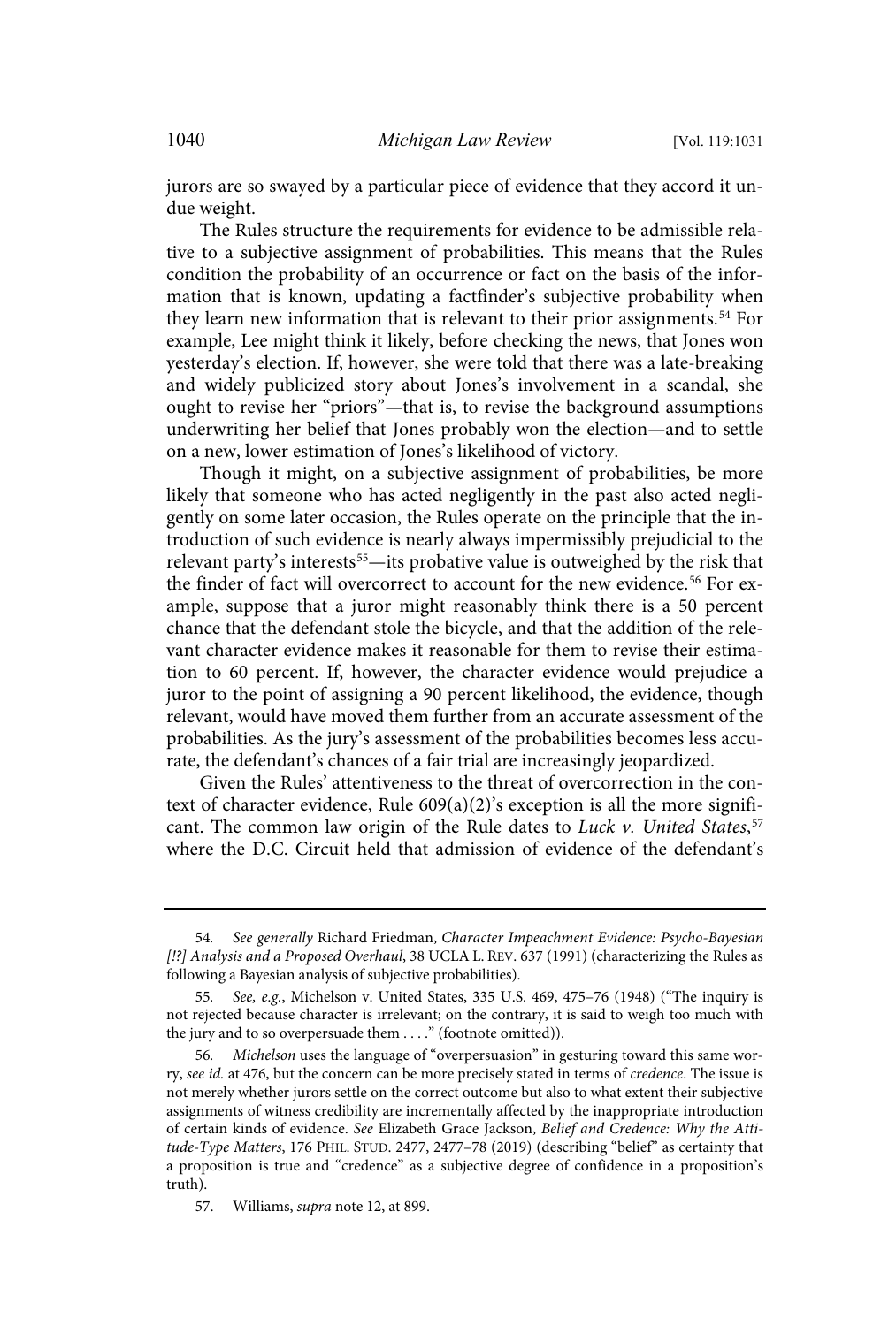jurors are so swayed by a particular piece of evidence that they accord it undue weight.

The Rules structure the requirements for evidence to be admissible relative to a subjective assignment of probabilities. This means that the Rules condition the probability of an occurrence or fact on the basis of the information that is known, updating a factfinder's subjective probability when they learn new information that is relevant to their prior assignments.[54] For example, Lee might think it likely, before checking the news, that Jones won yesterday's election. If, however, she were told that there was a late-breaking and widely publicized story about Jones's involvement in a scandal, she ought to revise her "priors"—that is, to revise the background assumptions underwriting her belief that Jones probably won the election—and to settle on a new, lower estimation of Jones's likelihood of victory.

Though it might, on a subjective assignment of probabilities, be more likely that someone who has acted negligently in the past also acted negligently on some later occasion, the Rules operate on the principle that the introduction of such evidence is nearly always impermissibly prejudicial to the relevant party's interests[55]—its probative value is outweighed by the risk that the finder of fact will overcorrect to account for the new evidence.[56] For example, suppose that a juror might reasonably think there is a 50 percent chance that the defendant stole the bicycle, and that the addition of the relevant character evidence makes it reasonable for them to revise their estimation to 60 percent. If, however, the character evidence would prejudice a juror to the point of assigning a 90 percent likelihood, the evidence, though relevant, would have moved them further from an accurate assessment of the probabilities. As the jury's assessment of the probabilities becomes less accurate, the defendant's chances of a fair trial are increasingly jeopardized.

Given the Rules' attentiveness to the threat of overcorrection in the context of character evidence, Rule 609(a)(2)'s exception is all the more significant. The common law origin of the Rule dates to *Luck v. United States*,[57] where the D.C. Circuit held that admission of evidence of the defendant's

---

54. *See generally* Richard Friedman, *Character Impeachment Evidence: Psycho-Bayesian [!?] Analysis and a Proposed Overhaul*, 38 UCLA L. REV. 637 (1991) (characterizing the Rules as following a Bayesian analysis of subjective probabilities).

55. *See, e.g.*, Michelson v. United States, 335 U.S. 469, 475–76 (1948) ("The inquiry is not rejected because character is irrelevant; on the contrary, it is said to weigh too much with the jury and to so overpersuade them . . . ." (footnote omitted)).

56. *Michelson* uses the language of "overpersuasion" in gesturing toward this same worry, *see id.* at 476, but the concern can be more precisely stated in terms of *credence*. The issue is not merely whether jurors settle on the correct outcome but also to what extent their subjective assignments of witness credibility are incrementally affected by the inappropriate introduction of certain kinds of evidence. *See* Elizabeth Grace Jackson, *Belief and Credence: Why the Attitude-Type Matters*, 176 PHIL. STUD. 2477, 2477–78 (2019) (describing "belief" as certainty that a proposition is true and "credence" as a subjective degree of confidence in a proposition's truth).

57. Williams, *supra* note 12, at 899.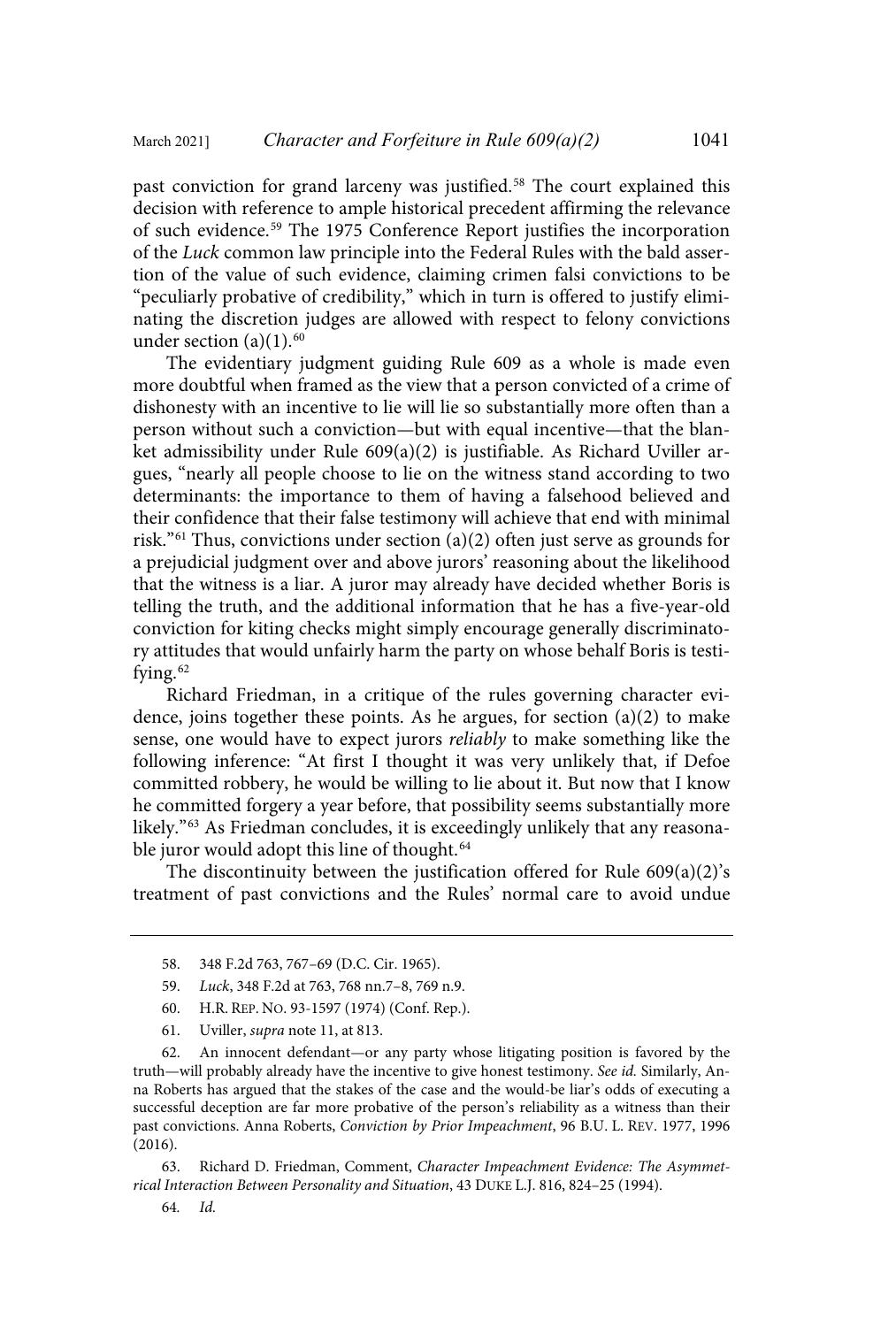past conviction for grand larceny was justified.[58] The court explained this decision with reference to ample historical precedent affirming the relevance of such evidence.[59] The 1975 Conference Report justifies the incorporation of the *Luck* common law principle into the Federal Rules with the bald assertion of the value of such evidence, claiming crimen falsi convictions to be "peculiarly probative of credibility," which in turn is offered to justify eliminating the discretion judges are allowed with respect to felony convictions under section (a)(1).[60]

The evidentiary judgment guiding Rule 609 as a whole is made even more doubtful when framed as the view that a person convicted of a crime of dishonesty with an incentive to lie will lie so substantially more often than a person without such a conviction—but with equal incentive—that the blanket admissibility under Rule 609(a)(2) is justifiable. As Richard Uviller argues, "nearly all people choose to lie on the witness stand according to two determinants: the importance to them of having a falsehood believed and their confidence that their false testimony will achieve that end with minimal risk."[61] Thus, convictions under section (a)(2) often just serve as grounds for a prejudicial judgment over and above jurors' reasoning about the likelihood that the witness is a liar. A juror may already have decided whether Boris is telling the truth, and the additional information that he has a five-year-old conviction for kiting checks might simply encourage generally discriminatory attitudes that would unfairly harm the party on whose behalf Boris is testifying.[62]

Richard Friedman, in a critique of the rules governing character evidence, joins together these points. As he argues, for section (a)(2) to make sense, one would have to expect jurors *reliably* to make something like the following inference: "At first I thought it was very unlikely that, if Defoe committed robbery, he would be willing to lie about it. But now that I know he committed forgery a year before, that possibility seems substantially more likely."[63] As Friedman concludes, it is exceedingly unlikely that any reasonable juror would adopt this line of thought.[64]

The discontinuity between the justification offered for Rule 609(a)(2)'s treatment of past convictions and the Rules' normal care to avoid undue

---

58. 348 F.2d 763, 767–69 (D.C. Cir. 1965).

59. *Luck*, 348 F.2d at 763, 768 nn.7–8, 769 n.9.

60. H.R. REP. NO. 93-1597 (1974) (Conf. Rep.).

61. Uviller, *supra* note 11, at 813.

62. An innocent defendant—or any party whose litigating position is favored by the truth—will probably already have the incentive to give honest testimony. *See id.* Similarly, Anna Roberts has argued that the stakes of the case and the would-be liar's odds of executing a successful deception are far more probative of the person's reliability as a witness than their past convictions. Anna Roberts, *Conviction by Prior Impeachment*, 96 B.U. L. REV. 1977, 1996 (2016).

63. Richard D. Friedman, Comment, *Character Impeachment Evidence: The Asymmetrical Interaction Between Personality and Situation*, 43 DUKE L.J. 816, 824–25 (1994).

64. *Id.*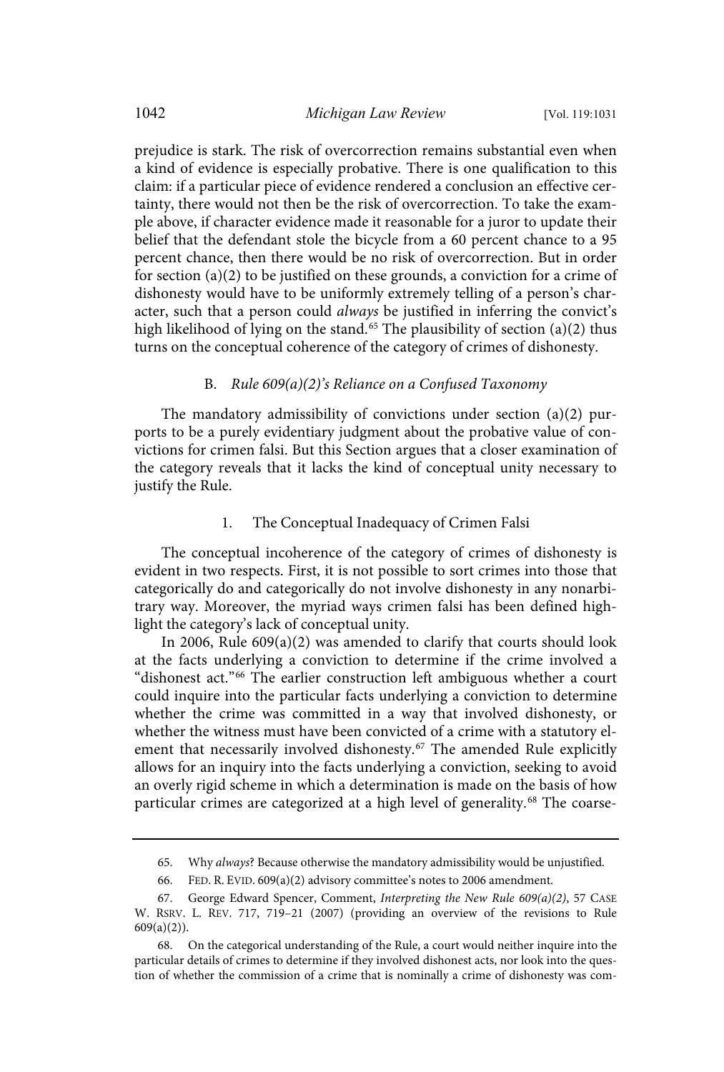prejudice is stark. The risk of overcorrection remains substantial even when a kind of evidence is especially probative. There is one qualification to this claim: if a particular piece of evidence rendered a conclusion an effective certainty, there would not then be the risk of overcorrection. To take the example above, if character evidence made it reasonable for a juror to update their belief that the defendant stole the bicycle from a 60 percent chance to a 95 percent chance, then there would be no risk of overcorrection. But in order for section (a)(2) to be justified on these grounds, a conviction for a crime of dishonesty would have to be uniformly extremely telling of a person's character, such that a person could *always* be justified in inferring the convict's high likelihood of lying on the stand.[65] The plausibility of section (a)(2) thus turns on the conceptual coherence of the category of crimes of dishonesty.

### B. *Rule 609(a)(2)'s Reliance on a Confused Taxonomy*

The mandatory admissibility of convictions under section (a)(2) purports to be a purely evidentiary judgment about the probative value of convictions for crimen falsi. But this Section argues that a closer examination of the category reveals that it lacks the kind of conceptual unity necessary to justify the Rule.

#### 1. The Conceptual Inadequacy of Crimen Falsi

The conceptual incoherence of the category of crimes of dishonesty is evident in two respects. First, it is not possible to sort crimes into those that categorically do and categorically do not involve dishonesty in any nonarbitrary way. Moreover, the myriad ways crimen falsi has been defined highlight the category's lack of conceptual unity.

In 2006, Rule 609(a)(2) was amended to clarify that courts should look at the facts underlying a conviction to determine if the crime involved a "dishonest act."[66] The earlier construction left ambiguous whether a court could inquire into the particular facts underlying a conviction to determine whether the crime was committed in a way that involved dishonesty, or whether the witness must have been convicted of a crime with a statutory element that necessarily involved dishonesty.[67] The amended Rule explicitly allows for an inquiry into the facts underlying a conviction, seeking to avoid an overly rigid scheme in which a determination is made on the basis of how particular crimes are categorized at a high level of generality.[68] The coarse-

---

65. Why *always*? Because otherwise the mandatory admissibility would be unjustified.

66. FED. R. EVID. 609(a)(2) advisory committee's notes to 2006 amendment.

67. George Edward Spencer, Comment, *Interpreting the New Rule 609(a)(2)*, 57 CASE W. RSRV. L. REV. 717, 719–21 (2007) (providing an overview of the revisions to Rule 609(a)(2)).

68. On the categorical understanding of the Rule, a court would neither inquire into the particular details of crimes to determine if they involved dishonest acts, nor look into the question of whether the commission of a crime that is nominally a crime of dishonesty was com-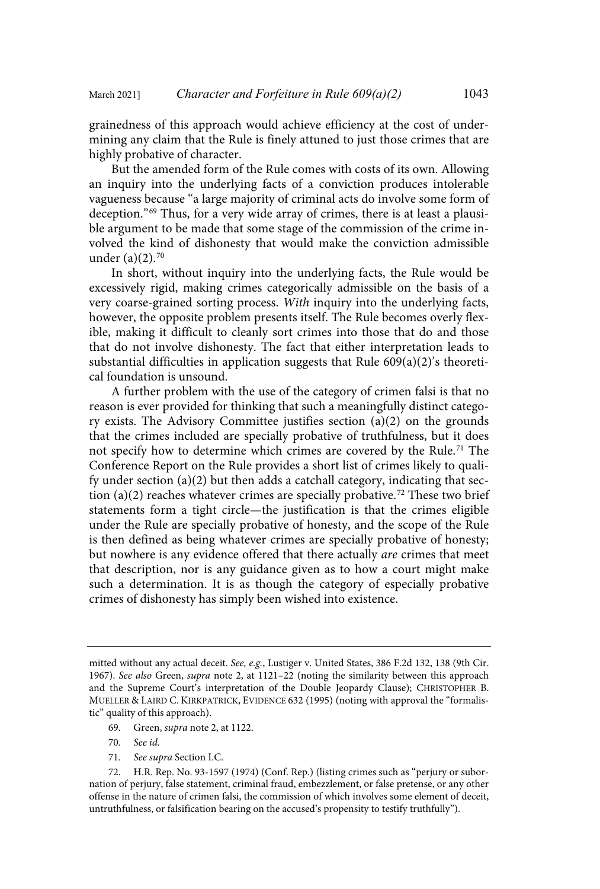grainedness of this approach would achieve efficiency at the cost of undermining any claim that the Rule is finely attuned to just those crimes that are highly probative of character.

But the amended form of the Rule comes with costs of its own. Allowing an inquiry into the underlying facts of a conviction produces intolerable vagueness because "a large majority of criminal acts do involve some form of deception."[69] Thus, for a very wide array of crimes, there is at least a plausible argument to be made that some stage of the commission of the crime involved the kind of dishonesty that would make the conviction admissible under (a)(2).[70]

In short, without inquiry into the underlying facts, the Rule would be excessively rigid, making crimes categorically admissible on the basis of a very coarse-grained sorting process. *With* inquiry into the underlying facts, however, the opposite problem presents itself. The Rule becomes overly flexible, making it difficult to cleanly sort crimes into those that do and those that do not involve dishonesty. The fact that either interpretation leads to substantial difficulties in application suggests that Rule 609(a)(2)'s theoretical foundation is unsound.

A further problem with the use of the category of crimen falsi is that no reason is ever provided for thinking that such a meaningfully distinct category exists. The Advisory Committee justifies section (a)(2) on the grounds that the crimes included are specially probative of truthfulness, but it does not specify how to determine which crimes are covered by the Rule.[71] The Conference Report on the Rule provides a short list of crimes likely to qualify under section (a)(2) but then adds a catchall category, indicating that section (a)(2) reaches whatever crimes are specially probative.[72] These two brief statements form a tight circle—the justification is that the crimes eligible under the Rule are specially probative of honesty, and the scope of the Rule is then defined as being whatever crimes are specially probative of honesty; but nowhere is any evidence offered that there actually *are* crimes that meet that description, nor is any guidance given as to how a court might make such a determination. It is as though the category of especially probative crimes of dishonesty has simply been wished into existence.

---

mitted without any actual deceit. *See, e.g.*, Lustiger v. United States, 386 F.2d 132, 138 (9th Cir. 1967). *See also* Green, *supra* note 2, at 1121–22 (noting the similarity between this approach and the Supreme Court's interpretation of the Double Jeopardy Clause); CHRISTOPHER B. MUELLER & LAIRD C. KIRKPATRICK, EVIDENCE 632 (1995) (noting with approval the "formalistic" quality of this approach).

69. Green, *supra* note 2, at 1122.

70. *See id.*

71. *See supra* Section I.C.

72. H.R. Rep. No. 93-1597 (1974) (Conf. Rep.) (listing crimes such as "perjury or subornation of perjury, false statement, criminal fraud, embezzlement, or false pretense, or any other offense in the nature of crimen falsi, the commission of which involves some element of deceit, untruthfulness, or falsification bearing on the accused's propensity to testify truthfully").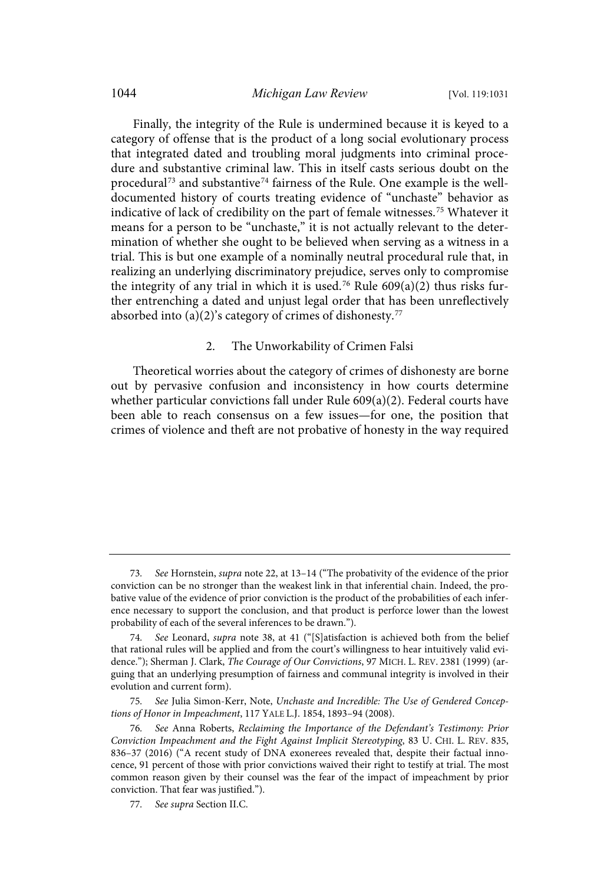Finally, the integrity of the Rule is undermined because it is keyed to a category of offense that is the product of a long social evolutionary process that integrated dated and troubling moral judgments into criminal procedure and substantive criminal law. This in itself casts serious doubt on the procedural[73] and substantive[74] fairness of the Rule. One example is the well-documented history of courts treating evidence of "unchaste" behavior as indicative of lack of credibility on the part of female witnesses.[75] Whatever it means for a person to be "unchaste," it is not actually relevant to the determination of whether she ought to be believed when serving as a witness in a trial. This is but one example of a nominally neutral procedural rule that, in realizing an underlying discriminatory prejudice, serves only to compromise the integrity of any trial in which it is used.[76] Rule 609(a)(2) thus risks further entrenching a dated and unjust legal order that has been unreflectively absorbed into (a)(2)'s category of crimes of dishonesty.[77]

### 2. The Unworkability of Crimen Falsi

Theoretical worries about the category of crimes of dishonesty are borne out by pervasive confusion and inconsistency in how courts determine whether particular convictions fall under Rule 609(a)(2). Federal courts have been able to reach consensus on a few issues—for one, the position that crimes of violence and theft are not probative of honesty in the way required

---

73. *See* Hornstein, *supra* note 22, at 13–14 ("The probativity of the evidence of the prior conviction can be no stronger than the weakest link in that inferential chain. Indeed, the probative value of the evidence of prior conviction is the product of the probabilities of each inference necessary to support the conclusion, and that product is perforce lower than the lowest probability of each of the several inferences to be drawn.").

74. *See* Leonard, *supra* note 38, at 41 ("[S]atisfaction is achieved both from the belief that rational rules will be applied and from the court's willingness to hear intuitively valid evidence."); Sherman J. Clark, *The Courage of Our Convictions*, 97 MICH. L. REV. 2381 (1999) (arguing that an underlying presumption of fairness and communal integrity is involved in their evolution and current form).

75. *See* Julia Simon-Kerr, Note, *Unchaste and Incredible: The Use of Gendered Conceptions of Honor in Impeachment*, 117 YALE L.J. 1854, 1893–94 (2008).

76. *See* Anna Roberts, *Reclaiming the Importance of the Defendant's Testimony: Prior Conviction Impeachment and the Fight Against Implicit Stereotyping*, 83 U. CHI. L. REV. 835, 836–37 (2016) ("A recent study of DNA exonerees revealed that, despite their factual innocence, 91 percent of those with prior convictions waived their right to testify at trial. The most common reason given by their counsel was the fear of the impact of impeachment by prior conviction. That fear was justified.").

77. *See supra* Section II.C.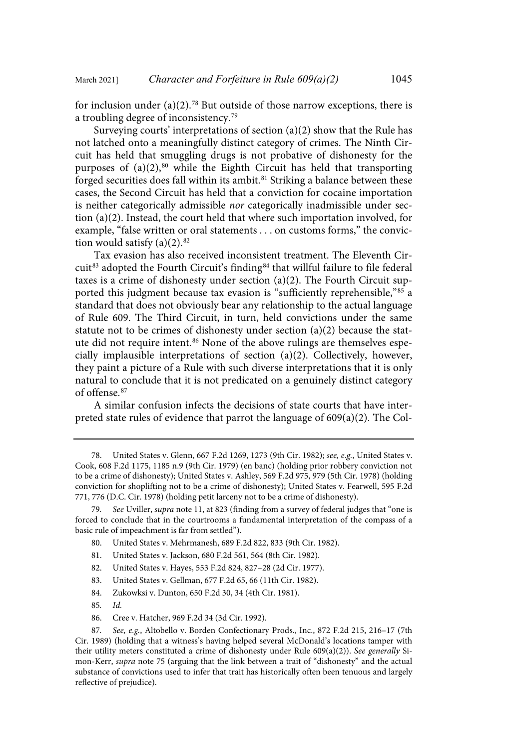for inclusion under (a)(2).[78] But outside of those narrow exceptions, there is a troubling degree of inconsistency.[79]

Surveying courts' interpretations of section (a)(2) show that the Rule has not latched onto a meaningfully distinct category of crimes. The Ninth Circuit has held that smuggling drugs is not probative of dishonesty for the purposes of (a)(2),[80] while the Eighth Circuit has held that transporting forged securities does fall within its ambit.[81] Striking a balance between these cases, the Second Circuit has held that a conviction for cocaine importation is neither categorically admissible *nor* categorically inadmissible under section (a)(2). Instead, the court held that where such importation involved, for example, "false written or oral statements . . . on customs forms," the conviction would satisfy (a)(2).[82]

Tax evasion has also received inconsistent treatment. The Eleventh Circuit[83] adopted the Fourth Circuit's finding[84] that willful failure to file federal taxes is a crime of dishonesty under section (a)(2). The Fourth Circuit supported this judgment because tax evasion is "sufficiently reprehensible,"[85] a standard that does not obviously bear any relationship to the actual language of Rule 609. The Third Circuit, in turn, held convictions under the same statute not to be crimes of dishonesty under section (a)(2) because the statute did not require intent.[86] None of the above rulings are themselves especially implausible interpretations of section (a)(2). Collectively, however, they paint a picture of a Rule with such diverse interpretations that it is only natural to conclude that it is not predicated on a genuinely distinct category of offense.[87]

A similar confusion infects the decisions of state courts that have interpreted state rules of evidence that parrot the language of 609(a)(2). The Col-

---

78. United States v. Glenn, 667 F.2d 1269, 1273 (9th Cir. 1982); *see, e.g.*, United States v. Cook, 608 F.2d 1175, 1185 n.9 (9th Cir. 1979) (en banc) (holding prior robbery conviction not to be a crime of dishonesty); United States v. Ashley, 569 F.2d 975, 979 (5th Cir. 1978) (holding conviction for shoplifting not to be a crime of dishonesty); United States v. Fearwell, 595 F.2d 771, 776 (D.C. Cir. 1978) (holding petit larceny not to be a crime of dishonesty).

79. *See* Uviller, *supra* note 11, at 823 (finding from a survey of federal judges that "one is forced to conclude that in the courtrooms a fundamental interpretation of the compass of a basic rule of impeachment is far from settled").

80. United States v. Mehrmanesh, 689 F.2d 822, 833 (9th Cir. 1982).

81. United States v. Jackson, 680 F.2d 561, 564 (8th Cir. 1982).

82. United States v. Hayes, 553 F.2d 824, 827–28 (2d Cir. 1977).

83. United States v. Gellman, 677 F.2d 65, 66 (11th Cir. 1982).

84. Zukowksi v. Dunton, 650 F.2d 30, 34 (4th Cir. 1981).

85. *Id.*

86. Cree v. Hatcher, 969 F.2d 34 (3d Cir. 1992).

87. *See, e.g.*, Altobello v. Borden Confectionary Prods., Inc., 872 F.2d 215, 216–17 (7th Cir. 1989) (holding that a witness's having helped several McDonald's locations tamper with their utility meters constituted a crime of dishonesty under Rule 609(a)(2)). *See generally* Simon-Kerr, *supra* note 75 (arguing that the link between a trait of "dishonesty" and the actual substance of convictions used to infer that trait has historically often been tenuous and largely reflective of prejudice).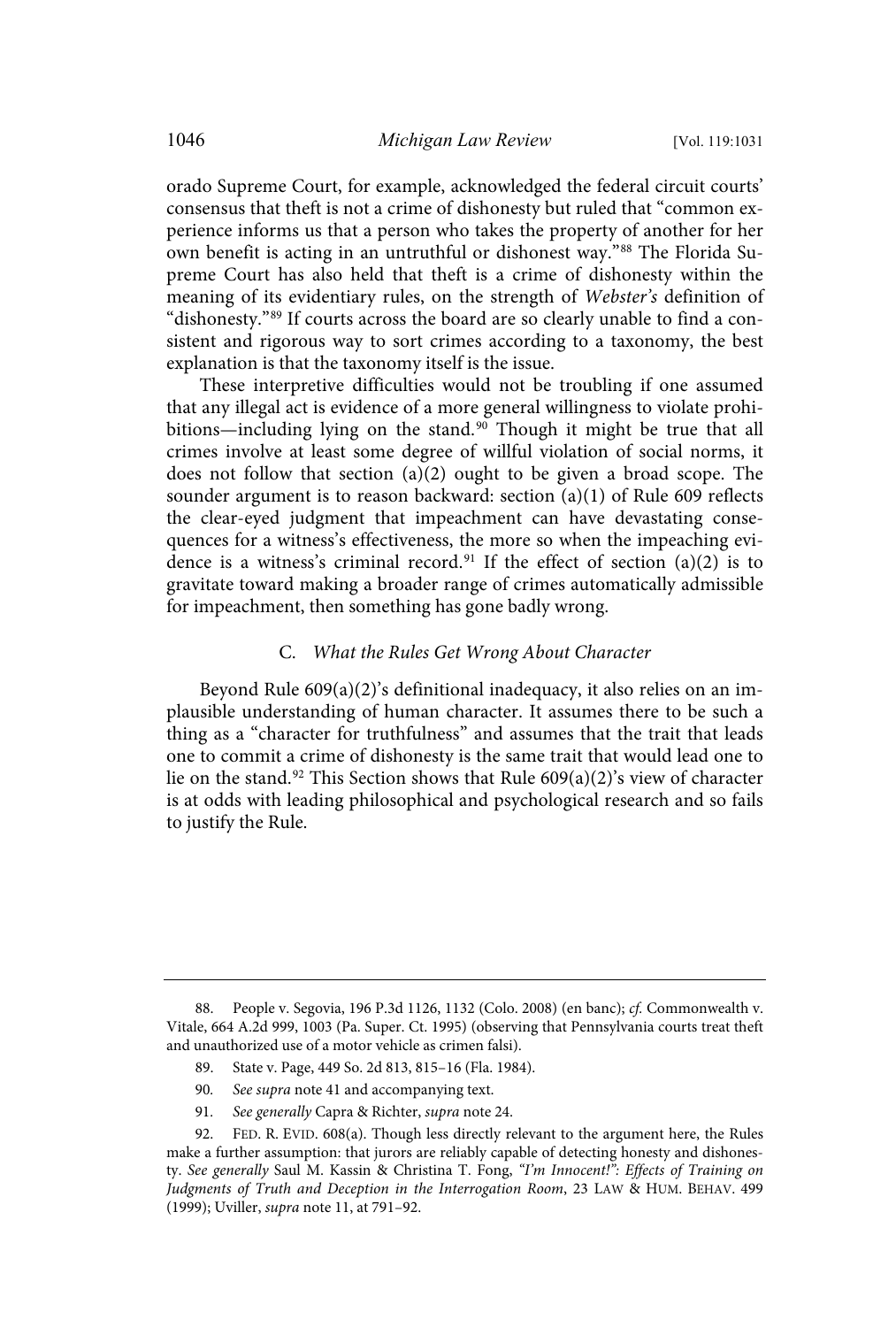orado Supreme Court, for example, acknowledged the federal circuit courts' consensus that theft is not a crime of dishonesty but ruled that "common experience informs us that a person who takes the property of another for her own benefit is acting in an untruthful or dishonest way."[88] The Florida Supreme Court has also held that theft is a crime of dishonesty within the meaning of its evidentiary rules, on the strength of *Webster's* definition of "dishonesty."[89] If courts across the board are so clearly unable to find a consistent and rigorous way to sort crimes according to a taxonomy, the best explanation is that the taxonomy itself is the issue.

These interpretive difficulties would not be troubling if one assumed that any illegal act is evidence of a more general willingness to violate prohibitions—including lying on the stand.[90] Though it might be true that all crimes involve at least some degree of willful violation of social norms, it does not follow that section (a)(2) ought to be given a broad scope. The sounder argument is to reason backward: section (a)(1) of Rule 609 reflects the clear-eyed judgment that impeachment can have devastating consequences for a witness's effectiveness, the more so when the impeaching evidence is a witness's criminal record.[91] If the effect of section (a)(2) is to gravitate toward making a broader range of crimes automatically admissible for impeachment, then something has gone badly wrong.

### C. *What the Rules Get Wrong About Character*

Beyond Rule 609(a)(2)'s definitional inadequacy, it also relies on an implausible understanding of human character. It assumes there to be such a thing as a "character for truthfulness" and assumes that the trait that leads one to commit a crime of dishonesty is the same trait that would lead one to lie on the stand.[92] This Section shows that Rule 609(a)(2)'s view of character is at odds with leading philosophical and psychological research and so fails to justify the Rule.

---

88. People v. Segovia, 196 P.3d 1126, 1132 (Colo. 2008) (en banc); *cf.* Commonwealth v. Vitale, 664 A.2d 999, 1003 (Pa. Super. Ct. 1995) (observing that Pennsylvania courts treat theft and unauthorized use of a motor vehicle as crimen falsi).

89. State v. Page, 449 So. 2d 813, 815–16 (Fla. 1984).

90. *See supra* note 41 and accompanying text.

91. *See generally* Capra & Richter, *supra* note 24.

92. FED. R. EVID. 608(a). Though less directly relevant to the argument here, the Rules make a further assumption: that jurors are reliably capable of detecting honesty and dishonesty. *See generally* Saul M. Kassin & Christina T. Fong, *"I'm Innocent!": Effects of Training on Judgments of Truth and Deception in the Interrogation Room*, 23 LAW & HUM. BEHAV. 499 (1999); Uviller, *supra* note 11, at 791–92.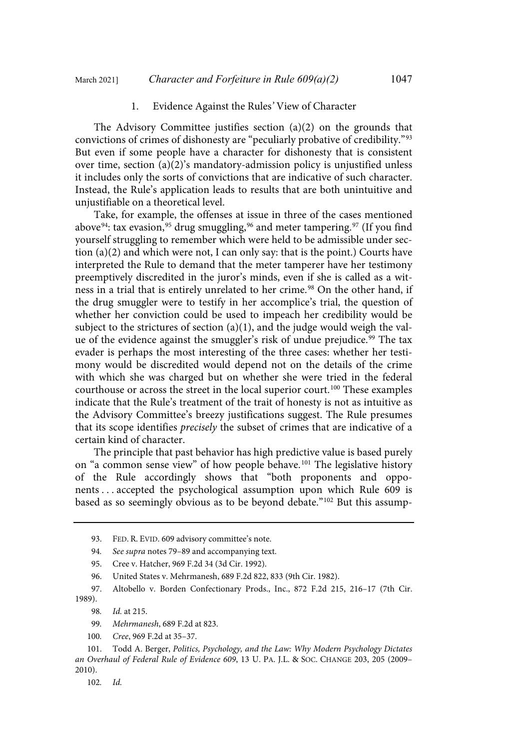### 1. Evidence Against the Rules' View of Character

The Advisory Committee justifies section (a)(2) on the grounds that convictions of crimes of dishonesty are "peculiarly probative of credibility."[93] But even if some people have a character for dishonesty that is consistent over time, section (a)(2)'s mandatory-admission policy is unjustified unless it includes only the sorts of convictions that are indicative of such character. Instead, the Rule's application leads to results that are both unintuitive and unjustifiable on a theoretical level.

Take, for example, the offenses at issue in three of the cases mentioned above[94]: tax evasion,[95] drug smuggling,[96] and meter tampering.[97] (If you find yourself struggling to remember which were held to be admissible under section (a)(2) and which were not, I can only say: that is the point.) Courts have interpreted the Rule to demand that the meter tamperer have her testimony preemptively discredited in the juror's minds, even if she is called as a witness in a trial that is entirely unrelated to her crime.[98] On the other hand, if the drug smuggler were to testify in her accomplice's trial, the question of whether her conviction could be used to impeach her credibility would be subject to the strictures of section (a)(1), and the judge would weigh the value of the evidence against the smuggler's risk of undue prejudice.[99] The tax evader is perhaps the most interesting of the three cases: whether her testimony would be discredited would depend not on the details of the crime with which she was charged but on whether she were tried in the federal courthouse or across the street in the local superior court.[100] These examples indicate that the Rule's treatment of the trait of honesty is not as intuitive as the Advisory Committee's breezy justifications suggest. The Rule presumes that its scope identifies *precisely* the subset of crimes that are indicative of a certain kind of character.

The principle that past behavior has high predictive value is based purely on "a common sense view" of how people behave.[101] The legislative history of the Rule accordingly shows that "both proponents and opponents . . . accepted the psychological assumption upon which Rule 609 is based as so seemingly obvious as to be beyond debate."[102] But this assump-

---

93. FED. R. EVID. 609 advisory committee's note.

94. *See supra* notes 79–89 and accompanying text.

95. Cree v. Hatcher, 969 F.2d 34 (3d Cir. 1992).

96. United States v. Mehrmanesh, 689 F.2d 822, 833 (9th Cir. 1982).

97. Altobello v. Borden Confectionary Prods., Inc., 872 F.2d 215, 216–17 (7th Cir. 1989).

98. *Id.* at 215.

99. *Mehrmanesh*, 689 F.2d at 823.

100. *Cree*, 969 F.2d at 35–37.

101. Todd A. Berger, *Politics, Psychology, and the Law: Why Modern Psychology Dictates an Overhaul of Federal Rule of Evidence 609*, 13 U. PA. J.L. & SOC. CHANGE 203, 205 (2009–2010).

102. *Id.*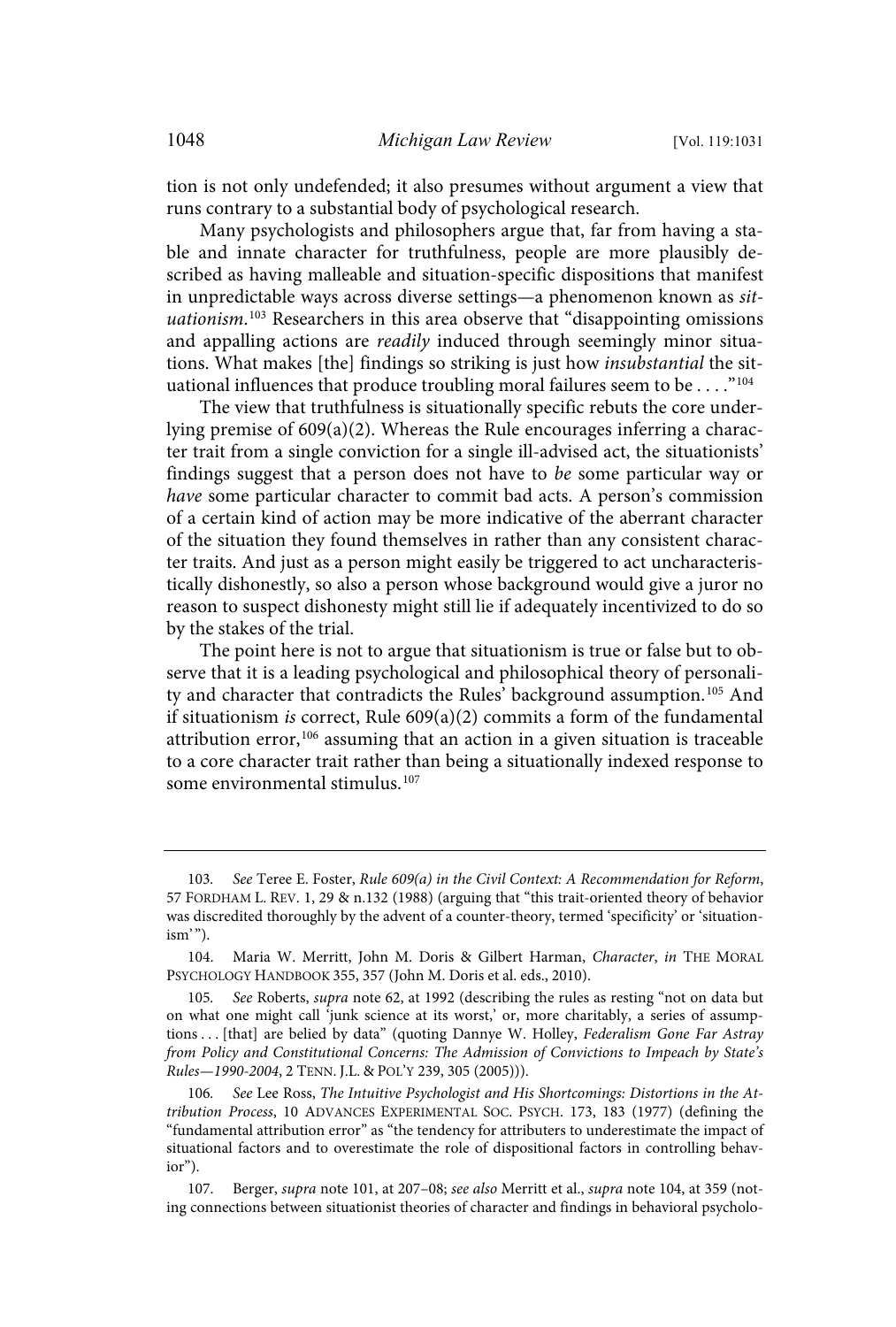tion is not only undefended; it also presumes without argument a view that runs contrary to a substantial body of psychological research.

Many psychologists and philosophers argue that, far from having a stable and innate character for truthfulness, people are more plausibly described as having malleable and situation-specific dispositions that manifest in unpredictable ways across diverse settings—a phenomenon known as *situationism*.[103] Researchers in this area observe that "disappointing omissions and appalling actions are *readily* induced through seemingly minor situations. What makes [the] findings so striking is just how *insubstantial* the situational influences that produce troubling moral failures seem to be . . . ."[104]

The view that truthfulness is situationally specific rebuts the core underlying premise of 609(a)(2). Whereas the Rule encourages inferring a character trait from a single conviction for a single ill-advised act, the situationists' findings suggest that a person does not have to *be* some particular way or *have* some particular character to commit bad acts. A person's commission of a certain kind of action may be more indicative of the aberrant character of the situation they found themselves in rather than any consistent character traits. And just as a person might easily be triggered to act uncharacteristically dishonestly, so also a person whose background would give a juror no reason to suspect dishonesty might still lie if adequately incentivized to do so by the stakes of the trial.

The point here is not to argue that situationism is true or false but to observe that it is a leading psychological and philosophical theory of personality and character that contradicts the Rules' background assumption.[105] And if situationism *is* correct, Rule 609(a)(2) commits a form of the fundamental attribution error,[106] assuming that an action in a given situation is traceable to a core character trait rather than being a situationally indexed response to some environmental stimulus.[107]

---

103. *See* Teree E. Foster, *Rule 609(a) in the Civil Context: A Recommendation for Reform*, 57 FORDHAM L. REV. 1, 29 & n.132 (1988) (arguing that "this trait-oriented theory of behavior was discredited thoroughly by the advent of a counter-theory, termed 'specificity' or 'situationism'").

104. Maria W. Merritt, John M. Doris & Gilbert Harman, *Character*, *in* THE MORAL PSYCHOLOGY HANDBOOK 355, 357 (John M. Doris et al. eds., 2010).

105. *See* Roberts, *supra* note 62, at 1992 (describing the rules as resting "not on data but on what one might call 'junk science at its worst,' or, more charitably, a series of assumptions . . . [that] are belied by data" (quoting Dannye W. Holley, *Federalism Gone Far Astray from Policy and Constitutional Concerns: The Admission of Convictions to Impeach by State's Rules—1990-2004*, 2 TENN. J.L. & POL'Y 239, 305 (2005))).

106. *See* Lee Ross, *The Intuitive Psychologist and His Shortcomings: Distortions in the Attribution Process*, 10 ADVANCES EXPERIMENTAL SOC. PSYCH. 173, 183 (1977) (defining the "fundamental attribution error" as "the tendency for attributers to underestimate the impact of situational factors and to overestimate the role of dispositional factors in controlling behavior").

107. Berger, *supra* note 101, at 207–08; *see also* Merritt et al., *supra* note 104, at 359 (noting connections between situationist theories of character and findings in behavioral psycholo-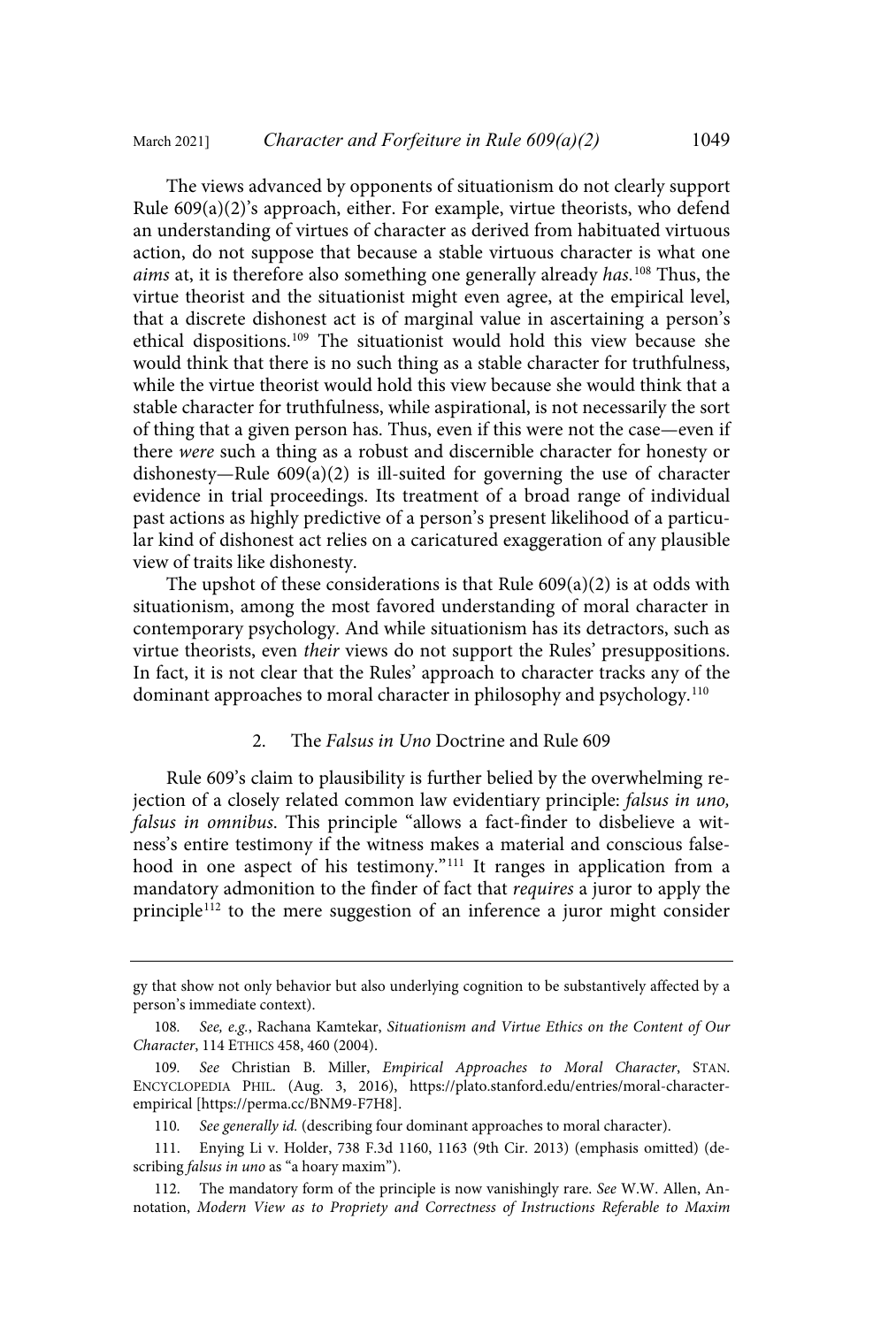The views advanced by opponents of situationism do not clearly support Rule 609(a)(2)'s approach, either. For example, virtue theorists, who defend an understanding of virtues of character as derived from habituated virtuous action, do not suppose that because a stable virtuous character is what one *aims* at, it is therefore also something one generally already *has*.[108] Thus, the virtue theorist and the situationist might even agree, at the empirical level, that a discrete dishonest act is of marginal value in ascertaining a person's ethical dispositions.[109] The situationist would hold this view because she would think that there is no such thing as a stable character for truthfulness, while the virtue theorist would hold this view because she would think that a stable character for truthfulness, while aspirational, is not necessarily the sort of thing that a given person has. Thus, even if this were not the case—even if there *were* such a thing as a robust and discernible character for honesty or dishonesty—Rule 609(a)(2) is ill-suited for governing the use of character evidence in trial proceedings. Its treatment of a broad range of individual past actions as highly predictive of a person's present likelihood of a particular kind of dishonest act relies on a caricatured exaggeration of any plausible view of traits like dishonesty.

The upshot of these considerations is that Rule 609(a)(2) is at odds with situationism, among the most favored understanding of moral character in contemporary psychology. And while situationism has its detractors, such as virtue theorists, even *their* views do not support the Rules' presuppositions. In fact, it is not clear that the Rules' approach to character tracks any of the dominant approaches to moral character in philosophy and psychology.[110]

### 2. The *Falsus in Uno* Doctrine and Rule 609

Rule 609's claim to plausibility is further belied by the overwhelming rejection of a closely related common law evidentiary principle: *falsus in uno, falsus in omnibus*. This principle "allows a fact-finder to disbelieve a witness's entire testimony if the witness makes a material and conscious falsehood in one aspect of his testimony."[111] It ranges in application from a mandatory admonition to the finder of fact that *requires* a juror to apply the principle[112] to the mere suggestion of an inference a juror might consider

---

gy that show not only behavior but also underlying cognition to be substantively affected by a person's immediate context).

108. *See, e.g.*, Rachana Kamtekar, *Situationism and Virtue Ethics on the Content of Our Character*, 114 ETHICS 458, 460 (2004).

109. *See* Christian B. Miller, *Empirical Approaches to Moral Character*, STAN. ENCYCLOPEDIA PHIL. (Aug. 3, 2016), https://plato.stanford.edu/entries/moral-character-empirical [https://perma.cc/BNM9-F7H8].

110. *See generally id.* (describing four dominant approaches to moral character).

111. Enying Li v. Holder, 738 F.3d 1160, 1163 (9th Cir. 2013) (emphasis omitted) (describing *falsus in uno* as "a hoary maxim").

112. The mandatory form of the principle is now vanishingly rare. *See* W.W. Allen, Annotation, *Modern View as to Propriety and Correctness of Instructions Referable to Maxim*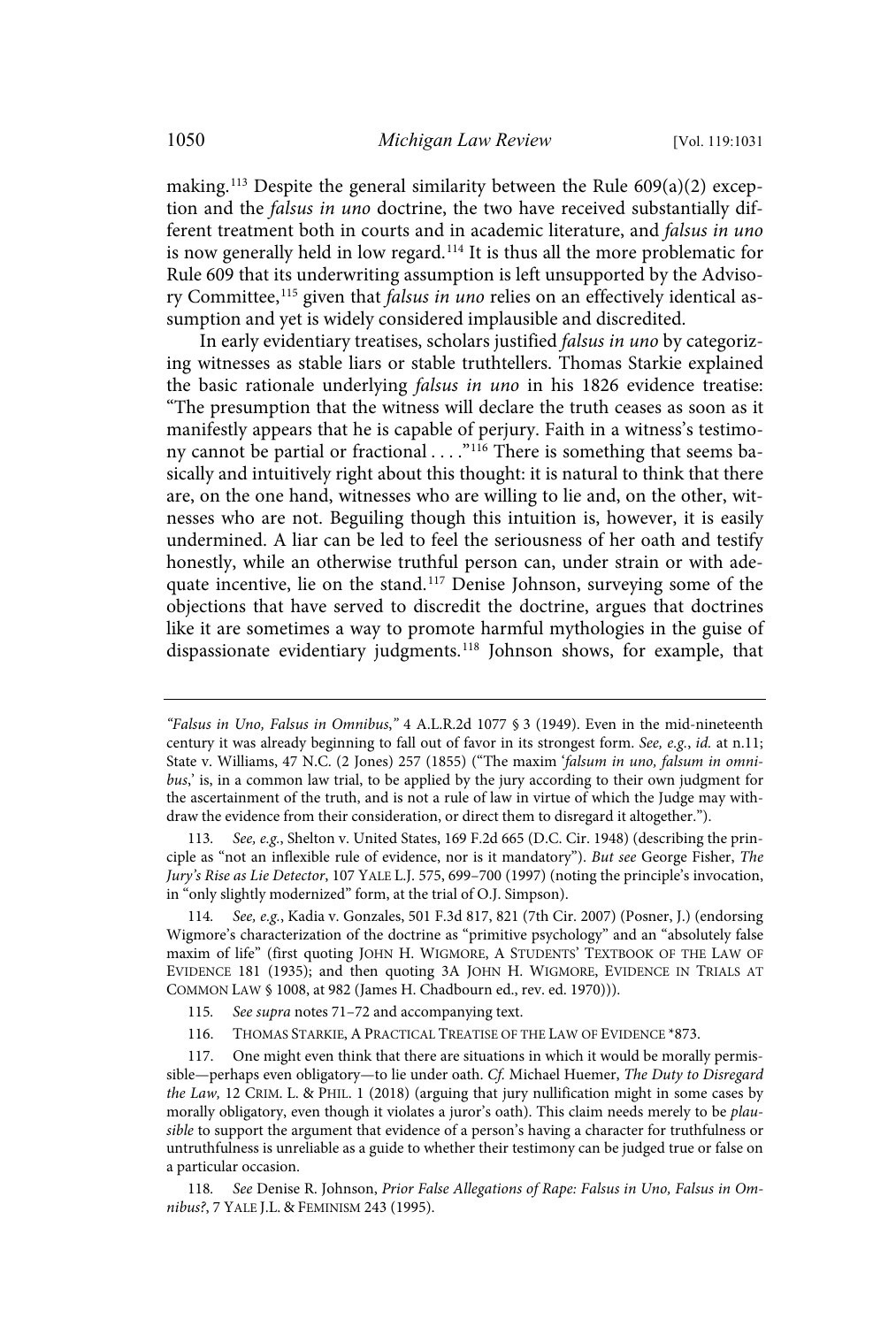making.[113] Despite the general similarity between the Rule 609(a)(2) exception and the *falsus in uno* doctrine, the two have received substantially different treatment both in courts and in academic literature, and *falsus in uno* is now generally held in low regard.[114] It is thus all the more problematic for Rule 609 that its underwriting assumption is left unsupported by the Advisory Committee,[115] given that *falsus in uno* relies on an effectively identical assumption and yet is widely considered implausible and discredited.

In early evidentiary treatises, scholars justified *falsus in uno* by categorizing witnesses as stable liars or stable truthtellers. Thomas Starkie explained the basic rationale underlying *falsus in uno* in his 1826 evidence treatise: "The presumption that the witness will declare the truth ceases as soon as it manifestly appears that he is capable of perjury. Faith in a witness's testimony cannot be partial or fractional . . . ."[116] There is something that seems basically and intuitively right about this thought: it is natural to think that there are, on the one hand, witnesses who are willing to lie and, on the other, witnesses who are not. Beguiling though this intuition is, however, it is easily undermined. A liar can be led to feel the seriousness of her oath and testify honestly, while an otherwise truthful person can, under strain or with adequate incentive, lie on the stand.[117] Denise Johnson, surveying some of the objections that have served to discredit the doctrine, argues that doctrines like it are sometimes a way to promote harmful mythologies in the guise of dispassionate evidentiary judgments.[118] Johnson shows, for example, that

---

*"Falsus in Uno, Falsus in Omnibus,"* 4 A.L.R.2d 1077 § 3 (1949). Even in the mid-nineteenth century it was already beginning to fall out of favor in its strongest form. *See, e.g.*, *id.* at n.11; State v. Williams, 47 N.C. (2 Jones) 257 (1855) ("The maxim '*falsum in uno, falsum in omnibus*,' is, in a common law trial, to be applied by the jury according to their own judgment for the ascertainment of the truth, and is not a rule of law in virtue of which the Judge may withdraw the evidence from their consideration, or direct them to disregard it altogether.").

113. *See, e.g.*, Shelton v. United States, 169 F.2d 665 (D.C. Cir. 1948) (describing the principle as "not an inflexible rule of evidence, nor is it mandatory"). *But see* George Fisher, *The Jury's Rise as Lie Detector*, 107 YALE L.J. 575, 699–700 (1997) (noting the principle's invocation, in "only slightly modernized" form, at the trial of O.J. Simpson).

114. *See, e.g.*, Kadia v. Gonzales, 501 F.3d 817, 821 (7th Cir. 2007) (Posner, J.) (endorsing Wigmore's characterization of the doctrine as "primitive psychology" and an "absolutely false maxim of life" (first quoting JOHN H. WIGMORE, A STUDENTS' TEXTBOOK OF THE LAW OF EVIDENCE 181 (1935); and then quoting 3A JOHN H. WIGMORE, EVIDENCE IN TRIALS AT COMMON LAW § 1008, at 982 (James H. Chadbourn ed., rev. ed. 1970))).

115. *See supra* notes 71–72 and accompanying text.

116. THOMAS STARKIE, A PRACTICAL TREATISE OF THE LAW OF EVIDENCE *873.

117. One might even think that there are situations in which it would be morally permissible—perhaps even obligatory—to lie under oath. *Cf.* Michael Huemer, *The Duty to Disregard the Law,* 12 CRIM. L. & PHIL. 1 (2018) (arguing that jury nullification might in some cases by morally obligatory, even though it violates a juror's oath). This claim needs merely to be *plausible* to support the argument that evidence of a person's having a character for truthfulness or untruthfulness is unreliable as a guide to whether their testimony can be judged true or false on a particular occasion.

118. *See* Denise R. Johnson, *Prior False Allegations of Rape: Falsus in Uno, Falsus in Omnibus?*, 7 YALE J.L. & FEMINISM 243 (1995).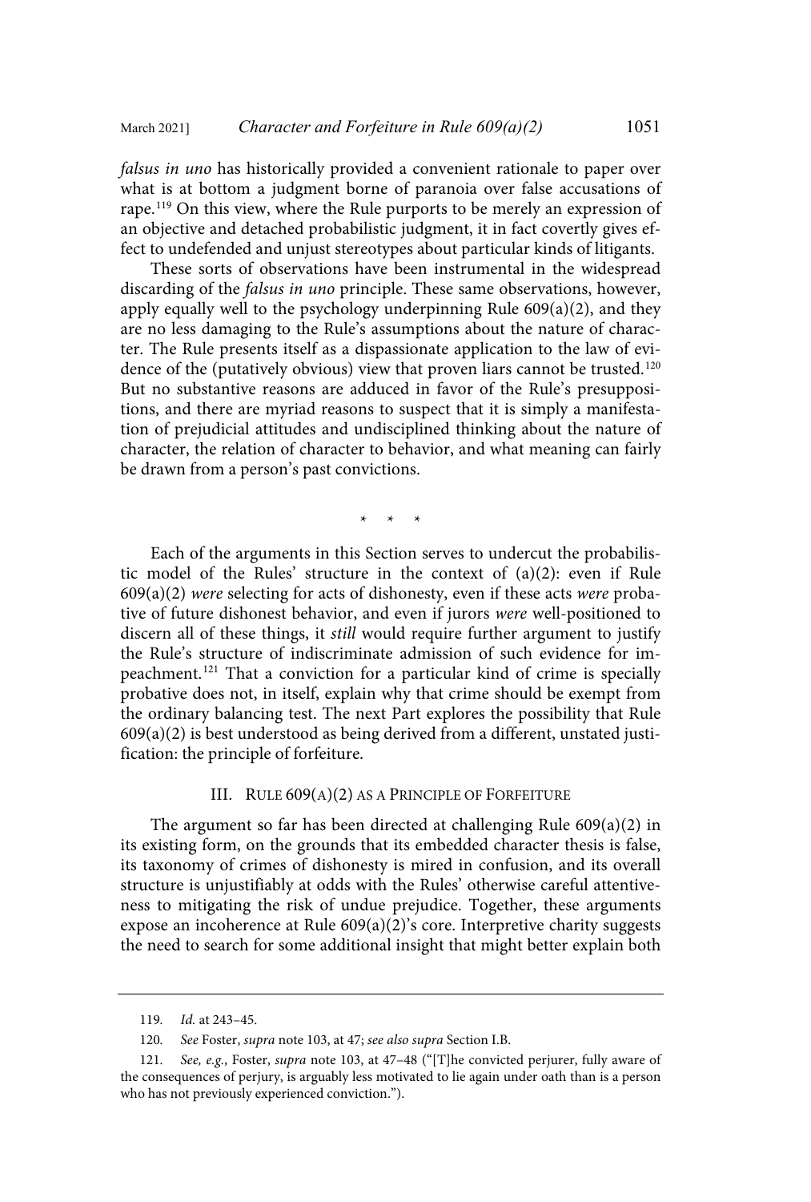*falsus in uno* has historically provided a convenient rationale to paper over what is at bottom a judgment borne of paranoia over false accusations of rape.[119] On this view, where the Rule purports to be merely an expression of an objective and detached probabilistic judgment, it in fact covertly gives effect to undefended and unjust stereotypes about particular kinds of litigants.

These sorts of observations have been instrumental in the widespread discarding of the *falsus in uno* principle. These same observations, however, apply equally well to the psychology underpinning Rule 609(a)(2), and they are no less damaging to the Rule's assumptions about the nature of character. The Rule presents itself as a dispassionate application to the law of evidence of the (putatively obvious) view that proven liars cannot be trusted.[120] But no substantive reasons are adduced in favor of the Rule's presuppositions, and there are myriad reasons to suspect that it is simply a manifestation of prejudicial attitudes and undisciplined thinking about the nature of character, the relation of character to behavior, and what meaning can fairly be drawn from a person's past convictions.

\* \* \*

Each of the arguments in this Section serves to undercut the probabilistic model of the Rules' structure in the context of (a)(2): even if Rule 609(a)(2) *were* selecting for acts of dishonesty, even if these acts *were* probative of future dishonest behavior, and even if jurors *were* well-positioned to discern all of these things, it *still* would require further argument to justify the Rule's structure of indiscriminate admission of such evidence for impeachment.[121] That a conviction for a particular kind of crime is specially probative does not, in itself, explain why that crime should be exempt from the ordinary balancing test. The next Part explores the possibility that Rule 609(a)(2) is best understood as being derived from a different, unstated justification: the principle of forfeiture.

## III. Rule 609(a)(2) as a Principle of Forfeiture

The argument so far has been directed at challenging Rule 609(a)(2) in its existing form, on the grounds that its embedded character thesis is false, its taxonomy of crimes of dishonesty is mired in confusion, and its overall structure is unjustifiably at odds with the Rules' otherwise careful attentiveness to mitigating the risk of undue prejudice. Together, these arguments expose an incoherence at Rule 609(a)(2)'s core. Interpretive charity suggests the need to search for some additional insight that might better explain both

---

119. *Id.* at 243–45.

120. *See* Foster, *supra* note 103, at 47; *see also supra* Section I.B.

121. *See, e.g.*, Foster, *supra* note 103, at 47–48 ("[T]he convicted perjurer, fully aware of the consequences of perjury, is arguably less motivated to lie again under oath than is a person who has not previously experienced conviction.").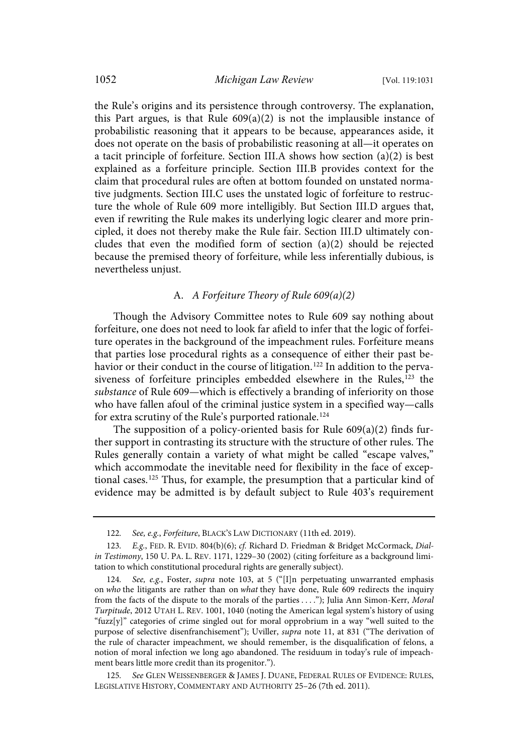the Rule's origins and its persistence through controversy. The explanation, this Part argues, is that Rule 609(a)(2) is not the implausible instance of probabilistic reasoning that it appears to be because, appearances aside, it does not operate on the basis of probabilistic reasoning at all—it operates on a tacit principle of forfeiture. Section III.A shows how section (a)(2) is best explained as a forfeiture principle. Section III.B provides context for the claim that procedural rules are often at bottom founded on unstated normative judgments. Section III.C uses the unstated logic of forfeiture to restructure the whole of Rule 609 more intelligibly. But Section III.D argues that, even if rewriting the Rule makes its underlying logic clearer and more principled, it does not thereby make the Rule fair. Section III.D ultimately concludes that even the modified form of section (a)(2) should be rejected because the premised theory of forfeiture, while less inferentially dubious, is nevertheless unjust.

### A. *A Forfeiture Theory of Rule 609(a)(2)*

Though the Advisory Committee notes to Rule 609 say nothing about forfeiture, one does not need to look far afield to infer that the logic of forfeiture operates in the background of the impeachment rules. Forfeiture means that parties lose procedural rights as a consequence of either their past behavior or their conduct in the course of litigation.[122] In addition to the pervasiveness of forfeiture principles embedded elsewhere in the Rules,[123] the *substance* of Rule 609—which is effectively a branding of inferiority on those who have fallen afoul of the criminal justice system in a specified way—calls for extra scrutiny of the Rule's purported rationale.[124]

The supposition of a policy-oriented basis for Rule 609(a)(2) finds further support in contrasting its structure with the structure of other rules. The Rules generally contain a variety of what might be called "escape valves," which accommodate the inevitable need for flexibility in the face of exceptional cases.[125] Thus, for example, the presumption that a particular kind of evidence may be admitted is by default subject to Rule 403's requirement

---

122. *See, e.g.*, *Forfeiture*, BLACK'S LAW DICTIONARY (11th ed. 2019).

123. *E.g.*, FED. R. EVID. 804(b)(6); *cf.* Richard D. Friedman & Bridget McCormack, *Dial-in Testimony*, 150 U. PA. L. REV. 1171, 1229–30 (2002) (citing forfeiture as a background limitation to which constitutional procedural rights are generally subject).

124. *See, e.g.*, Foster, *supra* note 103, at 5 ("[I]n perpetuating unwarranted emphasis on *who* the litigants are rather than on *what* they have done, Rule 609 redirects the inquiry from the facts of the dispute to the morals of the parties . . . ."); Julia Ann Simon-Kerr, *Moral Turpitude*, 2012 UTAH L. REV. 1001, 1040 (noting the American legal system's history of using "fuzz[y]" categories of crime singled out for moral opprobrium in a way "well suited to the purpose of selective disenfranchisement"); Uviller, *supra* note 11, at 831 ("The derivation of the rule of character impeachment, we should remember, is the disqualification of felons, a notion of moral infection we long ago abandoned. The residuum in today's rule of impeachment bears little more credit than its progenitor.").

125. *See* GLEN WEISSENBERGER & JAMES J. DUANE, FEDERAL RULES OF EVIDENCE: RULES, LEGISLATIVE HISTORY, COMMENTARY AND AUTHORITY 25–26 (7th ed. 2011).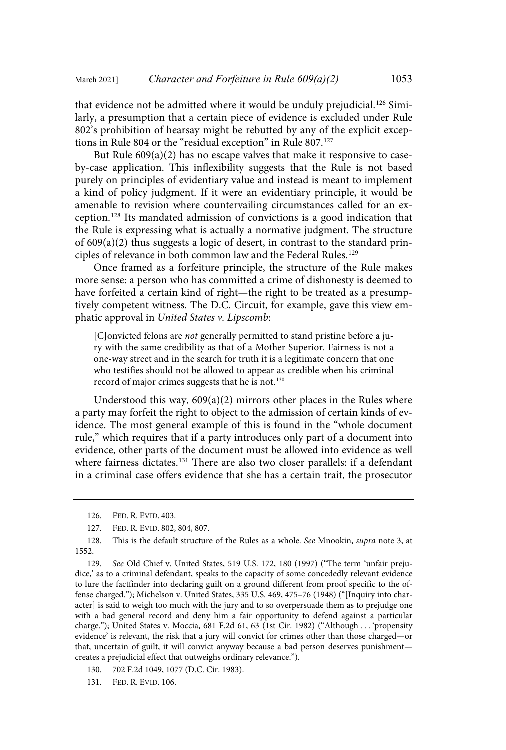that evidence not be admitted where it would be unduly prejudicial.[126] Similarly, a presumption that a certain piece of evidence is excluded under Rule 802's prohibition of hearsay might be rebutted by any of the explicit exceptions in Rule 804 or the "residual exception" in Rule 807.[127]

But Rule 609(a)(2) has no escape valves that make it responsive to case-by-case application. This inflexibility suggests that the Rule is not based purely on principles of evidentiary value and instead is meant to implement a kind of policy judgment. If it were an evidentiary principle, it would be amenable to revision where countervailing circumstances called for an exception.[128] Its mandated admission of convictions is a good indication that the Rule is expressing what is actually a normative judgment. The structure of 609(a)(2) thus suggests a logic of desert, in contrast to the standard principles of relevance in both common law and the Federal Rules.[129]

Once framed as a forfeiture principle, the structure of the Rule makes more sense: a person who has committed a crime of dishonesty is deemed to have forfeited a certain kind of right—the right to be treated as a presumptively competent witness. The D.C. Circuit, for example, gave this view emphatic approval in *United States v. Lipscomb*:

> [C]onvicted felons are *not* generally permitted to stand pristine before a jury with the same credibility as that of a Mother Superior. Fairness is not a one-way street and in the search for truth it is a legitimate concern that one who testifies should not be allowed to appear as credible when his criminal record of major crimes suggests that he is not.[130]

Understood this way, 609(a)(2) mirrors other places in the Rules where a party may forfeit the right to object to the admission of certain kinds of evidence. The most general example of this is found in the "whole document rule," which requires that if a party introduces only part of a document into evidence, other parts of the document must be allowed into evidence as well where fairness dictates.[131] There are also two closer parallels: if a defendant in a criminal case offers evidence that she has a certain trait, the prosecutor

---

126. FED. R. EVID. 403.

127. FED. R. EVID. 802, 804, 807.

128. This is the default structure of the Rules as a whole. *See* Mnookin, *supra* note 3, at 1552.

129. *See* Old Chief v. United States, 519 U.S. 172, 180 (1997) ("The term 'unfair prejudice,' as to a criminal defendant, speaks to the capacity of some concededly relevant evidence to lure the factfinder into declaring guilt on a ground different from proof specific to the offense charged."); Michelson v. United States, 335 U.S. 469, 475–76 (1948) ("[Inquiry into character] is said to weigh too much with the jury and to so overpersuade them as to prejudge one with a bad general record and deny him a fair opportunity to defend against a particular charge."); United States v. Moccia, 681 F.2d 61, 63 (1st Cir. 1982) ("Although . . . 'propensity evidence' is relevant, the risk that a jury will convict for crimes other than those charged—or that, uncertain of guilt, it will convict anyway because a bad person deserves punishment—creates a prejudicial effect that outweighs ordinary relevance.").

130. 702 F.2d 1049, 1077 (D.C. Cir. 1983).

131. FED. R. EVID. 106.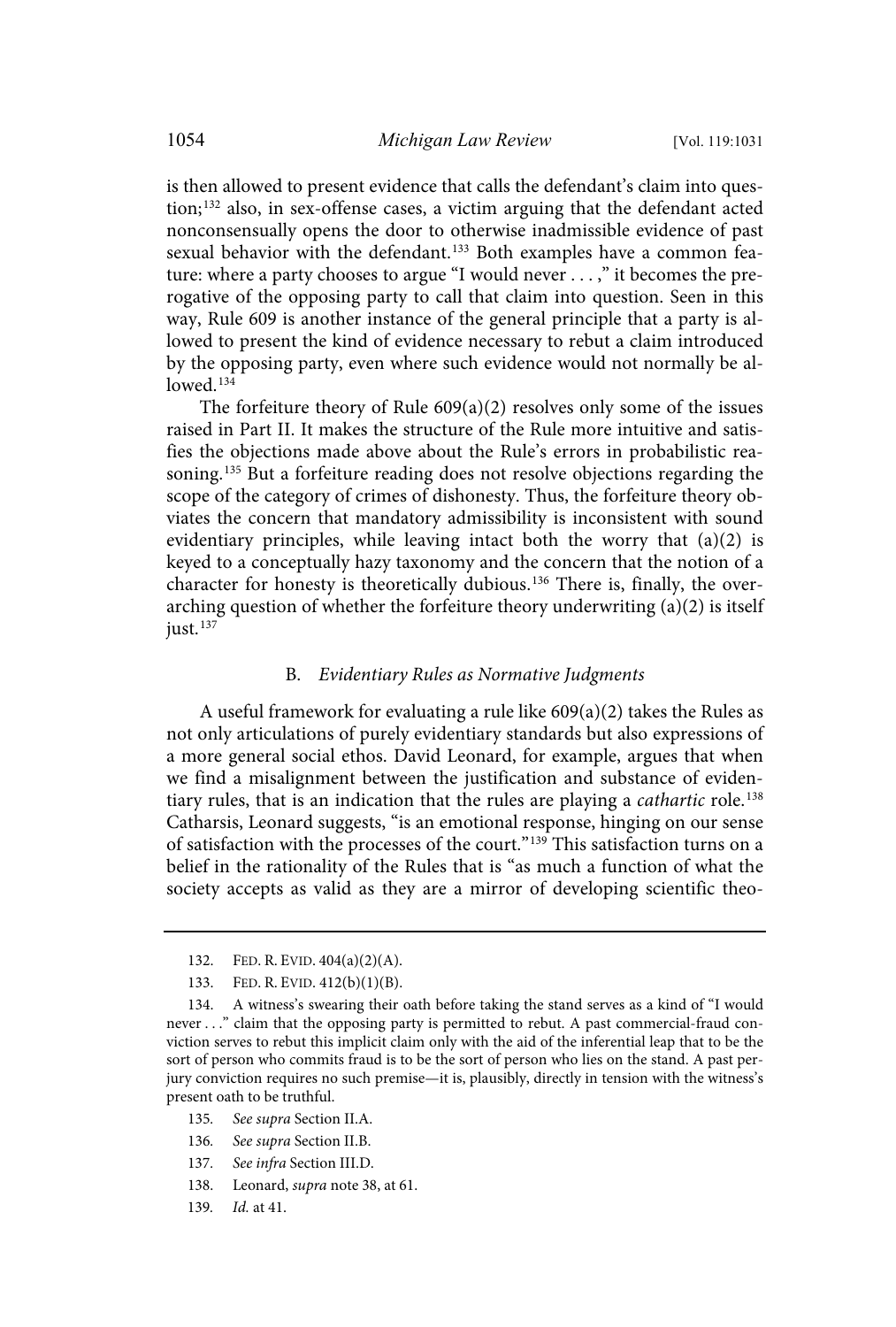is then allowed to present evidence that calls the defendant's claim into question;[132] also, in sex-offense cases, a victim arguing that the defendant acted nonconsensually opens the door to otherwise inadmissible evidence of past sexual behavior with the defendant.[133] Both examples have a common feature: where a party chooses to argue "I would never . . . ," it becomes the prerogative of the opposing party to call that claim into question. Seen in this way, Rule 609 is another instance of the general principle that a party is allowed to present the kind of evidence necessary to rebut a claim introduced by the opposing party, even where such evidence would not normally be allowed.[134]

The forfeiture theory of Rule 609(a)(2) resolves only some of the issues raised in Part II. It makes the structure of the Rule more intuitive and satisfies the objections made above about the Rule's errors in probabilistic reasoning.[135] But a forfeiture reading does not resolve objections regarding the scope of the category of crimes of dishonesty. Thus, the forfeiture theory obviates the concern that mandatory admissibility is inconsistent with sound evidentiary principles, while leaving intact both the worry that (a)(2) is keyed to a conceptually hazy taxonomy and the concern that the notion of a character for honesty is theoretically dubious.[136] There is, finally, the overarching question of whether the forfeiture theory underwriting (a)(2) is itself just.[137]

### B. *Evidentiary Rules as Normative Judgments*

A useful framework for evaluating a rule like 609(a)(2) takes the Rules as not only articulations of purely evidentiary standards but also expressions of a more general social ethos. David Leonard, for example, argues that when we find a misalignment between the justification and substance of evidentiary rules, that is an indication that the rules are playing a *cathartic* role.[138] Catharsis, Leonard suggests, "is an emotional response, hinging on our sense of satisfaction with the processes of the court."[139] This satisfaction turns on a belief in the rationality of the Rules that is "as much a function of what the society accepts as valid as they are a mirror of developing scientific theo-

---

132. FED. R. EVID. 404(a)(2)(A).

133. FED. R. EVID. 412(b)(1)(B).

134. A witness's swearing their oath before taking the stand serves as a kind of "I would never . . ." claim that the opposing party is permitted to rebut. A past commercial-fraud conviction serves to rebut this implicit claim only with the aid of the inferential leap that to be the sort of person who commits fraud is to be the sort of person who lies on the stand. A past perjury conviction requires no such premise—it is, plausibly, directly in tension with the witness's present oath to be truthful.

135. *See supra* Section II.A.

136. *See supra* Section II.B.

137. *See infra* Section III.D.

138. Leonard, *supra* note 38, at 61.

139. *Id.* at 41.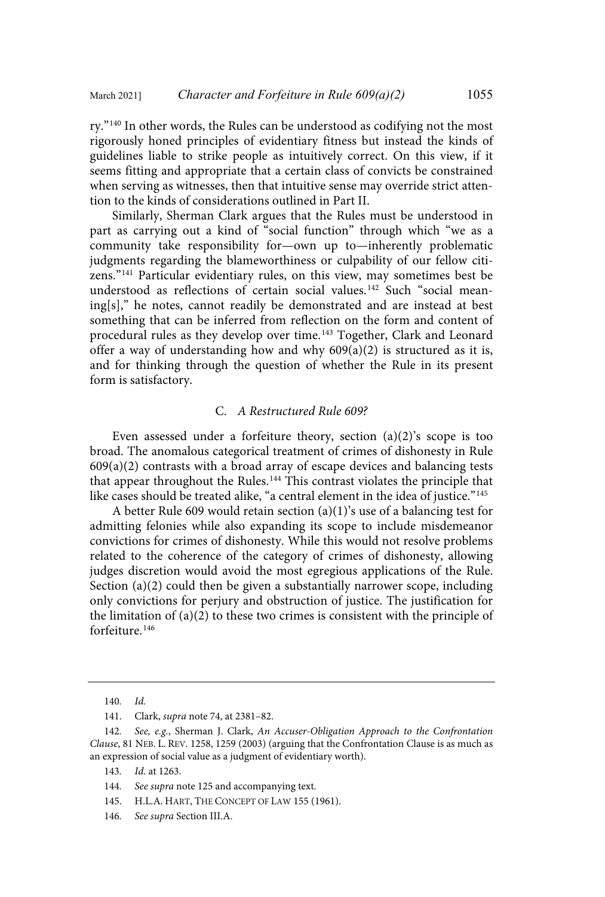ry."[140] In other words, the Rules can be understood as codifying not the most rigorously honed principles of evidentiary fitness but instead the kinds of guidelines liable to strike people as intuitively correct. On this view, if it seems fitting and appropriate that a certain class of convicts be constrained when serving as witnesses, then that intuitive sense may override strict attention to the kinds of considerations outlined in Part II.

Similarly, Sherman Clark argues that the Rules must be understood in part as carrying out a kind of "social function" through which "we as a community take responsibility for—own up to—inherently problematic judgments regarding the blameworthiness or culpability of our fellow citizens."[141] Particular evidentiary rules, on this view, may sometimes best be understood as reflections of certain social values.[142] Such "social meaning[s]," he notes, cannot readily be demonstrated and are instead at best something that can be inferred from reflection on the form and content of procedural rules as they develop over time.[143] Together, Clark and Leonard offer a way of understanding how and why 609(a)(2) is structured as it is, and for thinking through the question of whether the Rule in its present form is satisfactory.

### C. *A Restructured Rule 609?*

Even assessed under a forfeiture theory, section (a)(2)'s scope is too broad. The anomalous categorical treatment of crimes of dishonesty in Rule 609(a)(2) contrasts with a broad array of escape devices and balancing tests that appear throughout the Rules.[144] This contrast violates the principle that like cases should be treated alike, "a central element in the idea of justice."[145]

A better Rule 609 would retain section (a)(1)'s use of a balancing test for admitting felonies while also expanding its scope to include misdemeanor convictions for crimes of dishonesty. While this would not resolve problems related to the coherence of the category of crimes of dishonesty, allowing judges discretion would avoid the most egregious applications of the Rule. Section (a)(2) could then be given a substantially narrower scope, including only convictions for perjury and obstruction of justice. The justification for the limitation of (a)(2) to these two crimes is consistent with the principle of forfeiture.[146]

---

140. *Id.*

141. Clark, *supra* note 74, at 2381–82.

142. *See, e.g.*, Sherman J. Clark, *An Accuser-Obligation Approach to the Confrontation Clause*, 81 NEB. L. REV. 1258, 1259 (2003) (arguing that the Confrontation Clause is as much as an expression of social value as a judgment of evidentiary worth).

143. *Id.* at 1263.

144. *See supra* note 125 and accompanying text.

145. H.L.A. HART, THE CONCEPT OF LAW 155 (1961).

146. *See supra* Section III.A.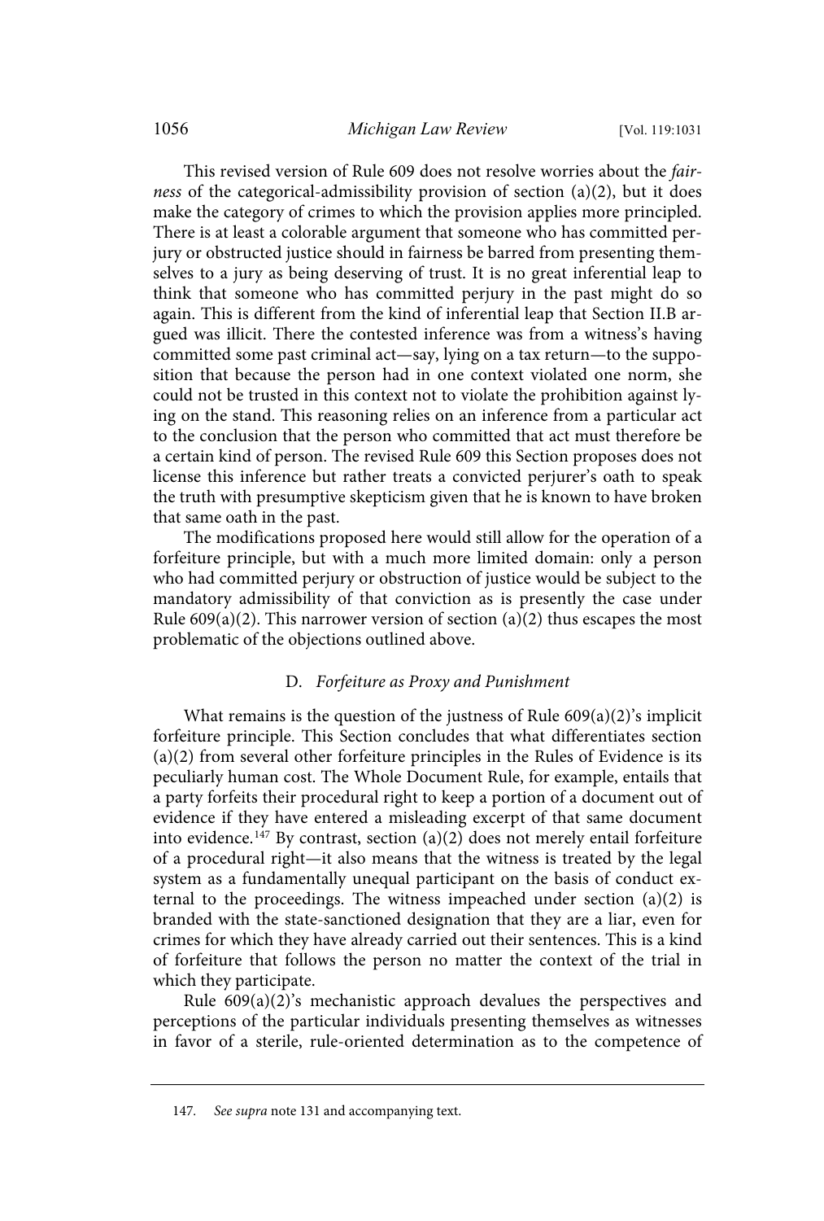This revised version of Rule 609 does not resolve worries about the *fairness* of the categorical-admissibility provision of section (a)(2), but it does make the category of crimes to which the provision applies more principled. There is at least a colorable argument that someone who has committed perjury or obstructed justice should in fairness be barred from presenting themselves to a jury as being deserving of trust. It is no great inferential leap to think that someone who has committed perjury in the past might do so again. This is different from the kind of inferential leap that Section II.B argued was illicit. There the contested inference was from a witness's having committed some past criminal act—say, lying on a tax return—to the supposition that because the person had in one context violated one norm, she could not be trusted in this context not to violate the prohibition against lying on the stand. This reasoning relies on an inference from a particular act to the conclusion that the person who committed that act must therefore be a certain kind of person. The revised Rule 609 this Section proposes does not license this inference but rather treats a convicted perjurer's oath to speak the truth with presumptive skepticism given that he is known to have broken that same oath in the past.

The modifications proposed here would still allow for the operation of a forfeiture principle, but with a much more limited domain: only a person who had committed perjury or obstruction of justice would be subject to the mandatory admissibility of that conviction as is presently the case under Rule 609(a)(2). This narrower version of section (a)(2) thus escapes the most problematic of the objections outlined above.

### D. *Forfeiture as Proxy and Punishment*

What remains is the question of the justness of Rule 609(a)(2)'s implicit forfeiture principle. This Section concludes that what differentiates section (a)(2) from several other forfeiture principles in the Rules of Evidence is its peculiarly human cost. The Whole Document Rule, for example, entails that a party forfeits their procedural right to keep a portion of a document out of evidence if they have entered a misleading excerpt of that same document into evidence.[147] By contrast, section (a)(2) does not merely entail forfeiture of a procedural right—it also means that the witness is treated by the legal system as a fundamentally unequal participant on the basis of conduct external to the proceedings. The witness impeached under section (a)(2) is branded with the state-sanctioned designation that they are a liar, even for crimes for which they have already carried out their sentences. This is a kind of forfeiture that follows the person no matter the context of the trial in which they participate.

Rule 609(a)(2)'s mechanistic approach devalues the perspectives and perceptions of the particular individuals presenting themselves as witnesses in favor of a sterile, rule-oriented determination as to the competence of

147. *See supra* note 131 and accompanying text.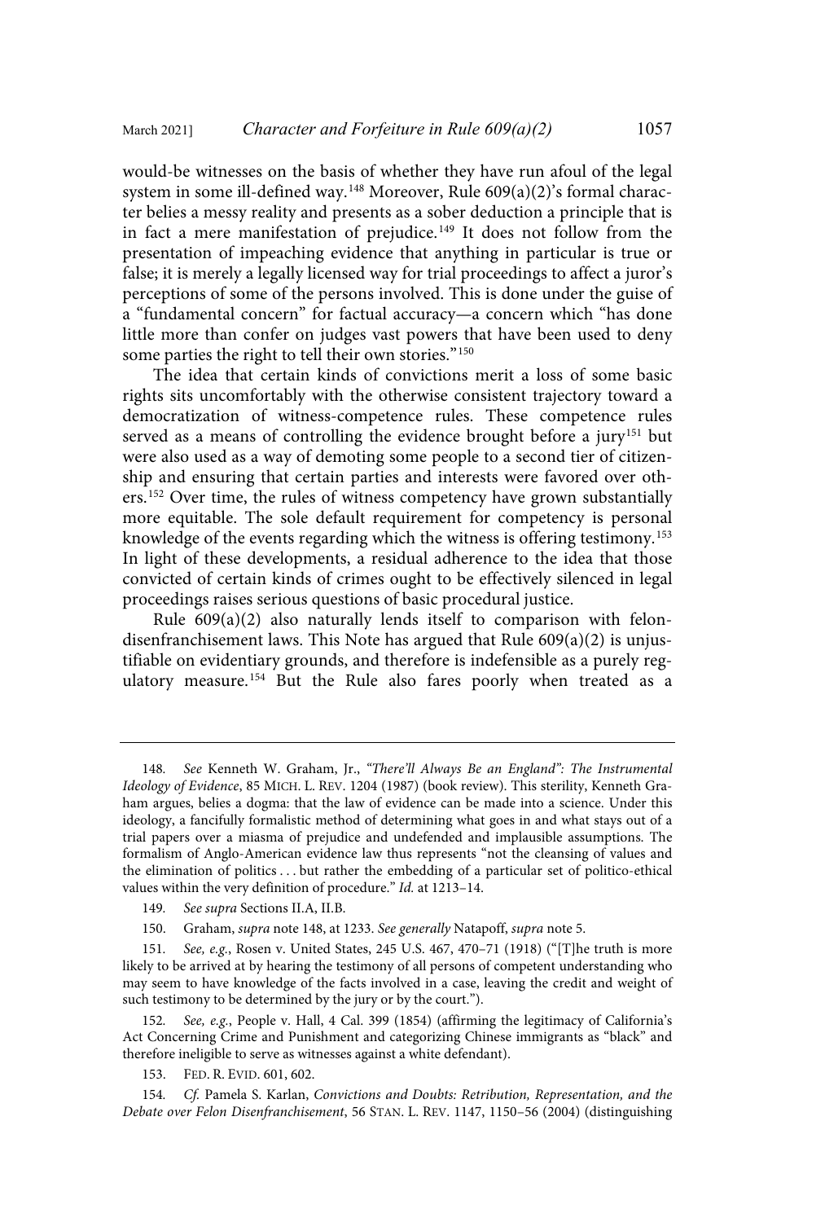would-be witnesses on the basis of whether they have run afoul of the legal system in some ill-defined way.[148] Moreover, Rule 609(a)(2)'s formal character belies a messy reality and presents as a sober deduction a principle that is in fact a mere manifestation of prejudice.[149] It does not follow from the presentation of impeaching evidence that anything in particular is true or false; it is merely a legally licensed way for trial proceedings to affect a juror's perceptions of some of the persons involved. This is done under the guise of a "fundamental concern" for factual accuracy—a concern which "has done little more than confer on judges vast powers that have been used to deny some parties the right to tell their own stories."[150]

The idea that certain kinds of convictions merit a loss of some basic rights sits uncomfortably with the otherwise consistent trajectory toward a democratization of witness-competence rules. These competence rules served as a means of controlling the evidence brought before a jury[151] but were also used as a way of demoting some people to a second tier of citizenship and ensuring that certain parties and interests were favored over others.[152] Over time, the rules of witness competency have grown substantially more equitable. The sole default requirement for competency is personal knowledge of the events regarding which the witness is offering testimony.[153] In light of these developments, a residual adherence to the idea that those convicted of certain kinds of crimes ought to be effectively silenced in legal proceedings raises serious questions of basic procedural justice.

Rule 609(a)(2) also naturally lends itself to comparison with felon-disenfranchisement laws. This Note has argued that Rule 609(a)(2) is unjustifiable on evidentiary grounds, and therefore is indefensible as a purely regulatory measure.[154] But the Rule also fares poorly when treated as a

---

148. *See* Kenneth W. Graham, Jr., *"There'll Always Be an England": The Instrumental Ideology of Evidence*, 85 MICH. L. REV. 1204 (1987) (book review). This sterility, Kenneth Graham argues, belies a dogma: that the law of evidence can be made into a science. Under this ideology, a fancifully formalistic method of determining what goes in and what stays out of a trial papers over a miasma of prejudice and undefended and implausible assumptions. The formalism of Anglo-American evidence law thus represents "not the cleansing of values and the elimination of politics . . . but rather the embedding of a particular set of politico-ethical values within the very definition of procedure." *Id.* at 1213–14.

149. *See supra* Sections II.A, II.B.

150. Graham, *supra* note 148, at 1233. *See generally* Natapoff, *supra* note 5.

151. *See, e.g.*, Rosen v. United States, 245 U.S. 467, 470–71 (1918) ("[T]he truth is more likely to be arrived at by hearing the testimony of all persons of competent understanding who may seem to have knowledge of the facts involved in a case, leaving the credit and weight of such testimony to be determined by the jury or by the court.").

152. *See, e.g.*, People v. Hall, 4 Cal. 399 (1854) (affirming the legitimacy of California's Act Concerning Crime and Punishment and categorizing Chinese immigrants as "black" and therefore ineligible to serve as witnesses against a white defendant).

153. FED. R. EVID. 601, 602.

154. *Cf.* Pamela S. Karlan, *Convictions and Doubts: Retribution, Representation, and the Debate over Felon Disenfranchisement*, 56 STAN. L. REV. 1147, 1150–56 (2004) (distinguishing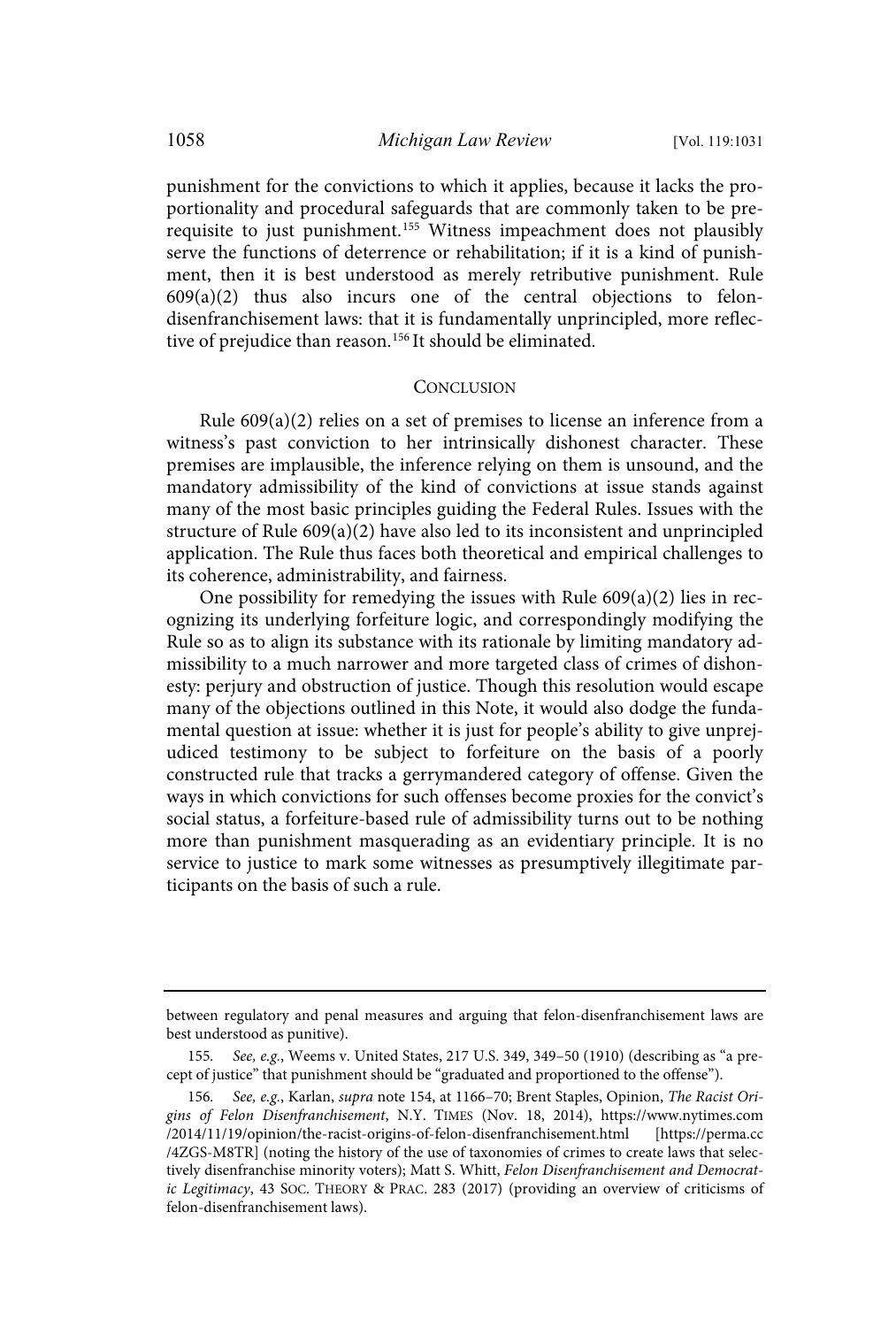punishment for the convictions to which it applies, because it lacks the proportionality and procedural safeguards that are commonly taken to be prerequisite to just punishment.[155] Witness impeachment does not plausibly serve the functions of deterrence or rehabilitation; if it is a kind of punishment, then it is best understood as merely retributive punishment. Rule 609(a)(2) thus also incurs one of the central objections to felon-disenfranchisement laws: that it is fundamentally unprincipled, more reflective of prejudice than reason.[156] It should be eliminated.

## CONCLUSION

Rule 609(a)(2) relies on a set of premises to license an inference from a witness's past conviction to her intrinsically dishonest character. These premises are implausible, the inference relying on them is unsound, and the mandatory admissibility of the kind of convictions at issue stands against many of the most basic principles guiding the Federal Rules. Issues with the structure of Rule 609(a)(2) have also led to its inconsistent and unprincipled application. The Rule thus faces both theoretical and empirical challenges to its coherence, administrability, and fairness.

One possibility for remedying the issues with Rule 609(a)(2) lies in recognizing its underlying forfeiture logic, and correspondingly modifying the Rule so as to align its substance with its rationale by limiting mandatory admissibility to a much narrower and more targeted class of crimes of dishonesty: perjury and obstruction of justice. Though this resolution would escape many of the objections outlined in this Note, it would also dodge the fundamental question at issue: whether it is just for people's ability to give unprejudiced testimony to be subject to forfeiture on the basis of a poorly constructed rule that tracks a gerrymandered category of offense. Given the ways in which convictions for such offenses become proxies for the convict's social status, a forfeiture-based rule of admissibility turns out to be nothing more than punishment masquerading as an evidentiary principle. It is no service to justice to mark some witnesses as presumptively illegitimate participants on the basis of such a rule.

---

between regulatory and penal measures and arguing that felon-disenfranchisement laws are best understood as punitive).

155. *See, e.g.*, Weems v. United States, 217 U.S. 349, 349–50 (1910) (describing as "a precept of justice" that punishment should be "graduated and proportioned to the offense").

156. *See, e.g.*, Karlan, *supra* note 154, at 1166–70; Brent Staples, Opinion, *The Racist Origins of Felon Disenfranchisement*, N.Y. TIMES (Nov. 18, 2014), https://www.nytimes.com/2014/11/19/opinion/the-racist-origins-of-felon-disenfranchisement.html [https://perma.cc/4ZGS-M8TR] (noting the history of the use of taxonomies of crimes to create laws that selectively disenfranchise minority voters); Matt S. Whitt, *Felon Disenfranchisement and Democratic Legitimacy*, 43 SOC. THEORY & PRAC. 283 (2017) (providing an overview of criticisms of felon-disenfranchisement laws).